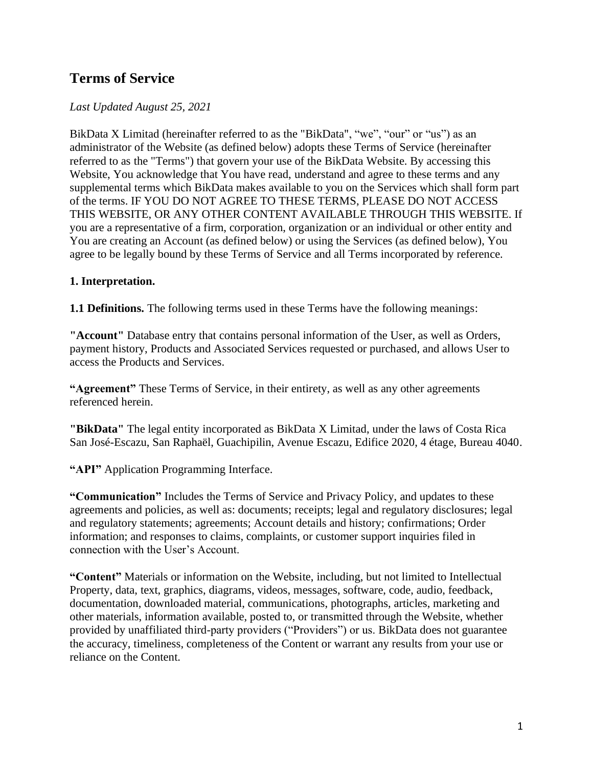# Terms of Service

*Last Updated August 25, 2021*

BikData X Limitad (hereinafter referred to as the "BikData", "we", "our" or "us") as an administrator of the Website (as defined below) adopts these Terms of Service (hereinafter referred to as the "Terms") that govern your use of the BikData Website. By accessing this Website, You acknowledge that You have read, understand and agree to these terms and any supplemental terms which BikData makes available to you on the Services which shall form part of the terms. IF YOU DO NOT AGREE TO THESE TERMS, PLEASE DO NOT ACCESS THIS WEBSITE, OR ANY OTHER CONTENT AVAILABLE THROUGH THIS WEBSITE. If you are a representative of a firm, corporation, organization or an individual or other entity and You are creating an Account (as defined below) or using the Services (as defined below), You agree to be legally bound by these Terms of Service and all Terms incorporated by reference.

## 1. Interpretation.

**1.1 Definitions.** The following terms used in these Terms have the following meanings:

**"Account"** Database entry that contains personal information of the User, as well as Orders, payment history, Products and Associated Services requested or purchased, and allows User to access the Products and Services.

**"Agreement"** These Terms of Service, in their entirety, as well as any other agreements referenced herein.

**"BikData"** The legal entity incorporated as BikData X Limitad, under the laws of Costa Rica San José-Escazu, San Raphaël, Guachipilin, Avenue Escazu, Edifice 2020, 4 étage, Bureau 4040.

**"API"** Application Programming Interface.

**"Communication"** Includes the Terms of Service and Privacy Policy, and updates to these agreements and policies, as well as: documents; receipts; legal and regulatory disclosures; legal and regulatory statements; agreements; Account details and history; confirmations; Order information; and responses to claims, complaints, or customer support inquiries filed in connection with the User's Account.

**"Content"** Materials or information on the Website, including, but not limited to Intellectual Property, data, text, graphics, diagrams, videos, messages, software, code, audio, feedback, documentation, downloaded material, communications, photographs, articles, marketing and other materials, information available, posted to, or transmitted through the Website, whether provided by unaffiliated third-party providers ("Providers") or us. BikData does not guarantee the accuracy, timeliness, completeness of the Content or warrant any results from your use or reliance on the Content.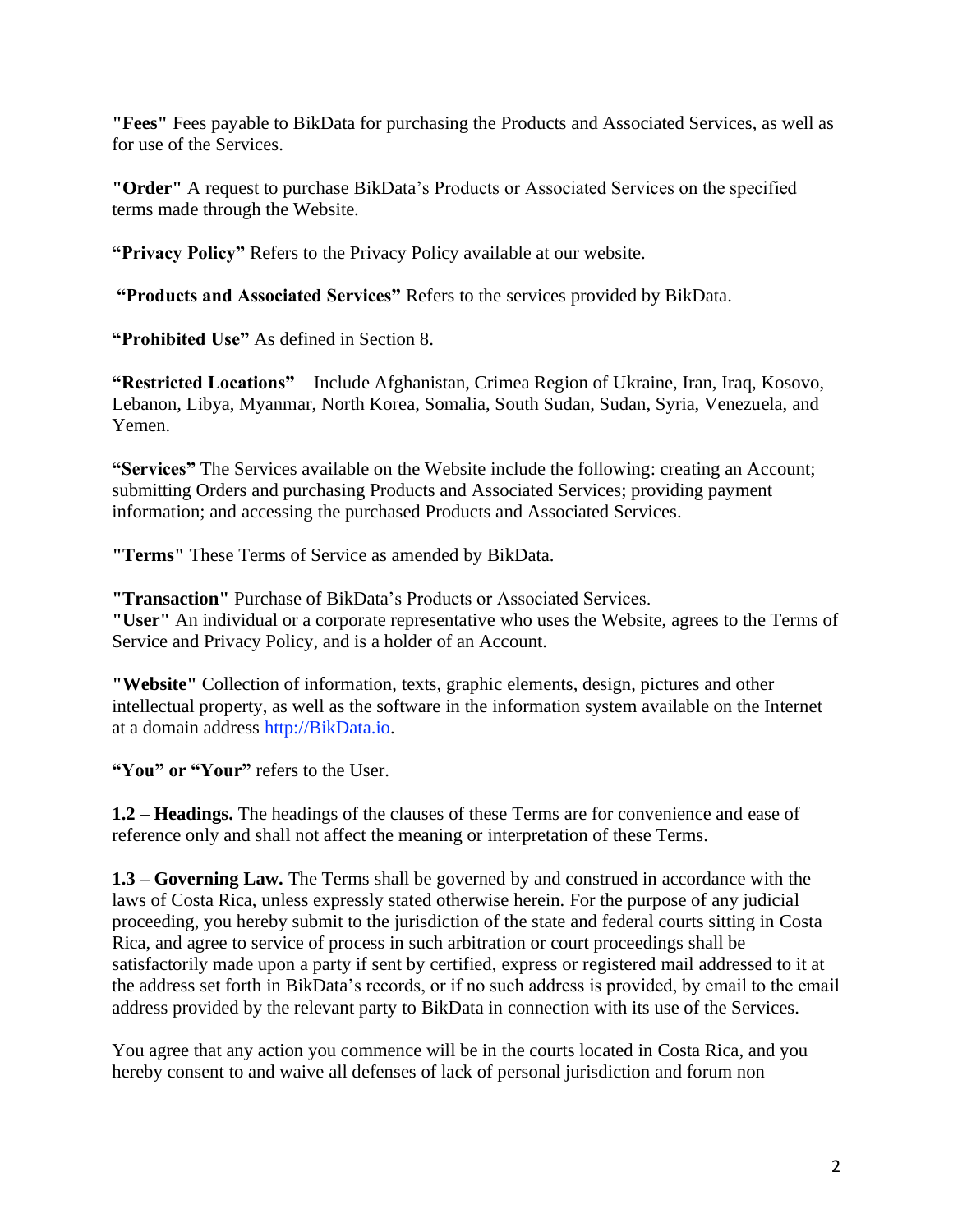**"Fees"** Fees payable to BikData for purchasing the Products and Associated Services, as well as for use of the Services.

**"Order"** A request to purchase BikData's Products or Associated Services on the specified terms made through the Website.

**"Privacy Policy"** Refers to the Privacy Policy available at our website.

**"Products and Associated Services"** Refers to the services provided by BikData.

**"Prohibited Use"** As defined in Section 8.

**"Restricted Locations"** – Include Afghanistan, Crimea Region of Ukraine, Iran, Iraq, Kosovo, Lebanon, Libya, Myanmar, North Korea, Somalia, South Sudan, Sudan, Syria, Venezuela, and Yemen.

**"Services"** The Services available on the Website include the following: creating an Account; submitting Orders and purchasing Products and Associated Services; providing payment information; and accessing the purchased Products and Associated Services.

**"Terms"** These Terms of Service as amended by BikData.

**"Transaction"** Purchase of BikData's Products or Associated Services.
**"User"** An individual or a corporate representative who uses the Website, agrees to the Terms of Service and Privacy Policy, and is a holder of an Account.

**"Website"** Collection of information, texts, graphic elements, design, pictures and other intellectual property, as well as the software in the information system available on the Internet at a domain address http://BikData.io.

**"You" or "Your"** refers to the User.

**1.2 – Headings.** The headings of the clauses of these Terms are for convenience and ease of reference only and shall not affect the meaning or interpretation of these Terms.

**1.3 – Governing Law.** The Terms shall be governed by and construed in accordance with the laws of Costa Rica, unless expressly stated otherwise herein. For the purpose of any judicial proceeding, you hereby submit to the jurisdiction of the state and federal courts sitting in Costa Rica, and agree to service of process in such arbitration or court proceedings shall be satisfactorily made upon a party if sent by certified, express or registered mail addressed to it at the address set forth in BikData's records, or if no such address is provided, by email to the email address provided by the relevant party to BikData in connection with its use of the Services.

You agree that any action you commence will be in the courts located in Costa Rica, and you hereby consent to and waive all defenses of lack of personal jurisdiction and forum non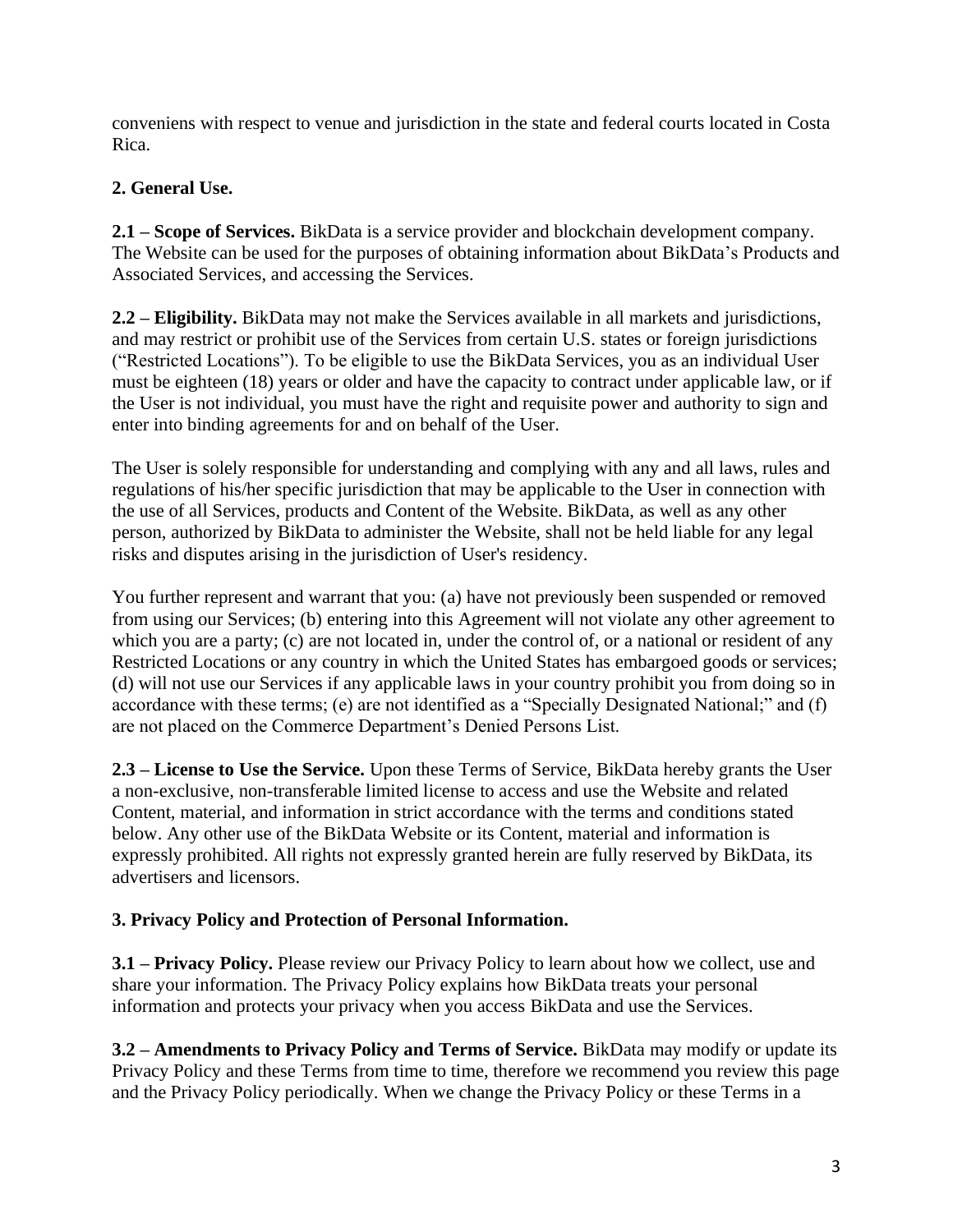conveniens with respect to venue and jurisdiction in the state and federal courts located in Costa Rica.

### 2. General Use.

**2.1 – Scope of Services.** BikData is a service provider and blockchain development company. The Website can be used for the purposes of obtaining information about BikData's Products and Associated Services, and accessing the Services.

**2.2 – Eligibility.** BikData may not make the Services available in all markets and jurisdictions, and may restrict or prohibit use of the Services from certain U.S. states or foreign jurisdictions ("Restricted Locations"). To be eligible to use the BikData Services, you as an individual User must be eighteen (18) years or older and have the capacity to contract under applicable law, or if the User is not individual, you must have the right and requisite power and authority to sign and enter into binding agreements for and on behalf of the User.

The User is solely responsible for understanding and complying with any and all laws, rules and regulations of his/her specific jurisdiction that may be applicable to the User in connection with the use of all Services, products and Content of the Website. BikData, as well as any other person, authorized by BikData to administer the Website, shall not be held liable for any legal risks and disputes arising in the jurisdiction of User's residency.

You further represent and warrant that you: (a) have not previously been suspended or removed from using our Services; (b) entering into this Agreement will not violate any other agreement to which you are a party; (c) are not located in, under the control of, or a national or resident of any Restricted Locations or any country in which the United States has embargoed goods or services; (d) will not use our Services if any applicable laws in your country prohibit you from doing so in accordance with these terms; (e) are not identified as a "Specially Designated National;" and (f) are not placed on the Commerce Department's Denied Persons List.

**2.3 – License to Use the Service.** Upon these Terms of Service, BikData hereby grants the User a non-exclusive, non-transferable limited license to access and use the Website and related Content, material, and information in strict accordance with the terms and conditions stated below. Any other use of the BikData Website or its Content, material and information is expressly prohibited. All rights not expressly granted herein are fully reserved by BikData, its advertisers and licensors.

### 3. Privacy Policy and Protection of Personal Information.

**3.1 – Privacy Policy.** Please review our Privacy Policy to learn about how we collect, use and share your information. The Privacy Policy explains how BikData treats your personal information and protects your privacy when you access BikData and use the Services.

**3.2 – Amendments to Privacy Policy and Terms of Service.** BikData may modify or update its Privacy Policy and these Terms from time to time, therefore we recommend you review this page and the Privacy Policy periodically. When we change the Privacy Policy or these Terms in a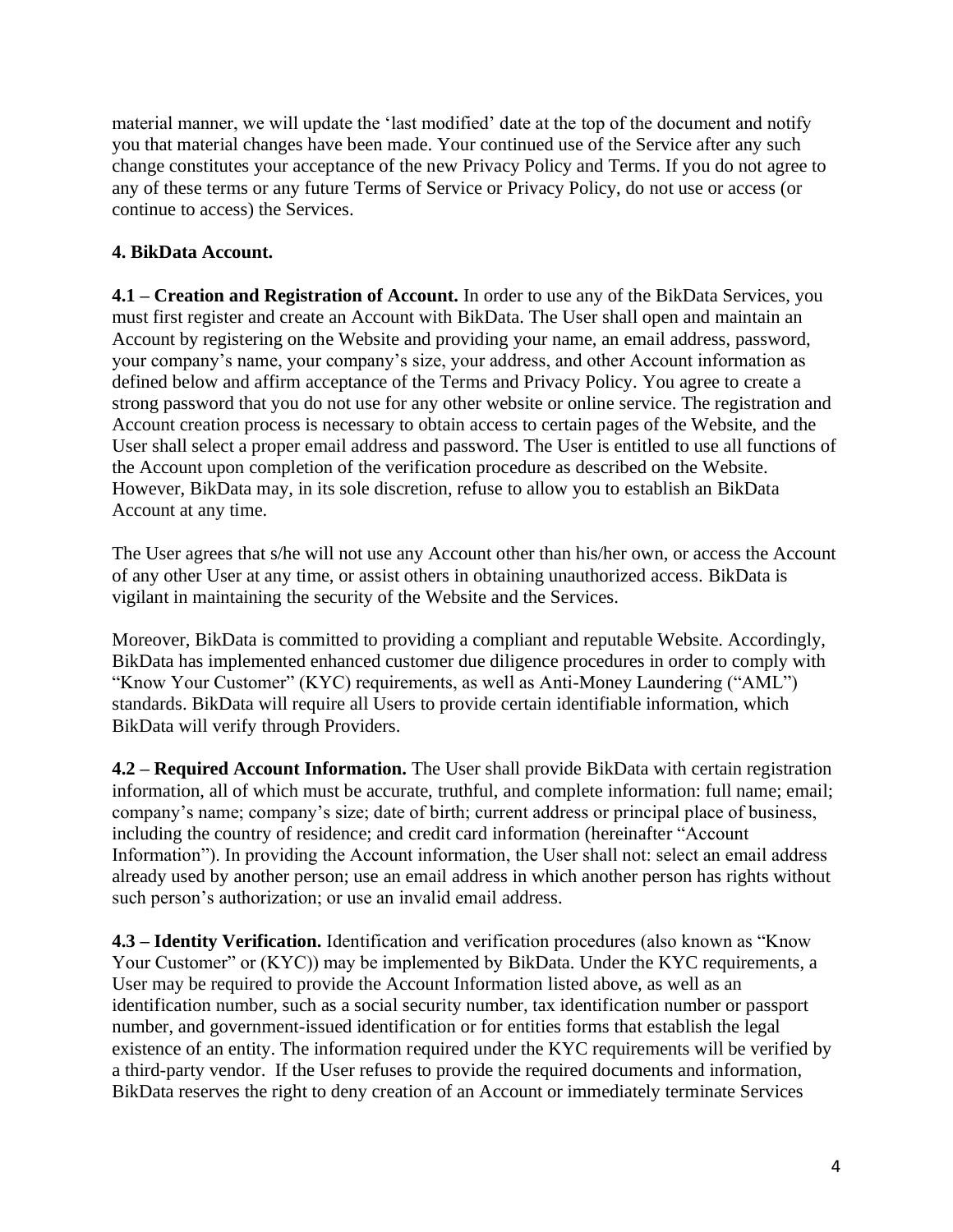material manner, we will update the 'last modified' date at the top of the document and notify you that material changes have been made. Your continued use of the Service after any such change constitutes your acceptance of the new Privacy Policy and Terms. If you do not agree to any of these terms or any future Terms of Service or Privacy Policy, do not use or access (or continue to access) the Services.

**4. BikData Account.**

**4.1 – Creation and Registration of Account.** In order to use any of the BikData Services, you must first register and create an Account with BikData. The User shall open and maintain an Account by registering on the Website and providing your name, an email address, password, your company's name, your company's size, your address, and other Account information as defined below and affirm acceptance of the Terms and Privacy Policy. You agree to create a strong password that you do not use for any other website or online service. The registration and Account creation process is necessary to obtain access to certain pages of the Website, and the User shall select a proper email address and password. The User is entitled to use all functions of the Account upon completion of the verification procedure as described on the Website. However, BikData may, in its sole discretion, refuse to allow you to establish an BikData Account at any time.

The User agrees that s/he will not use any Account other than his/her own, or access the Account of any other User at any time, or assist others in obtaining unauthorized access. BikData is vigilant in maintaining the security of the Website and the Services.

Moreover, BikData is committed to providing a compliant and reputable Website. Accordingly, BikData has implemented enhanced customer due diligence procedures in order to comply with "Know Your Customer" (KYC) requirements, as well as Anti-Money Laundering ("AML") standards. BikData will require all Users to provide certain identifiable information, which BikData will verify through Providers.

**4.2 – Required Account Information.** The User shall provide BikData with certain registration information, all of which must be accurate, truthful, and complete information: full name; email; company's name; company's size; date of birth; current address or principal place of business, including the country of residence; and credit card information (hereinafter "Account Information"). In providing the Account information, the User shall not: select an email address already used by another person; use an email address in which another person has rights without such person's authorization; or use an invalid email address.

**4.3 – Identity Verification.** Identification and verification procedures (also known as "Know Your Customer" or (KYC)) may be implemented by BikData. Under the KYC requirements, a User may be required to provide the Account Information listed above, as well as an identification number, such as a social security number, tax identification number or passport number, and government-issued identification or for entities forms that establish the legal existence of an entity. The information required under the KYC requirements will be verified by a third-party vendor. If the User refuses to provide the required documents and information, BikData reserves the right to deny creation of an Account or immediately terminate Services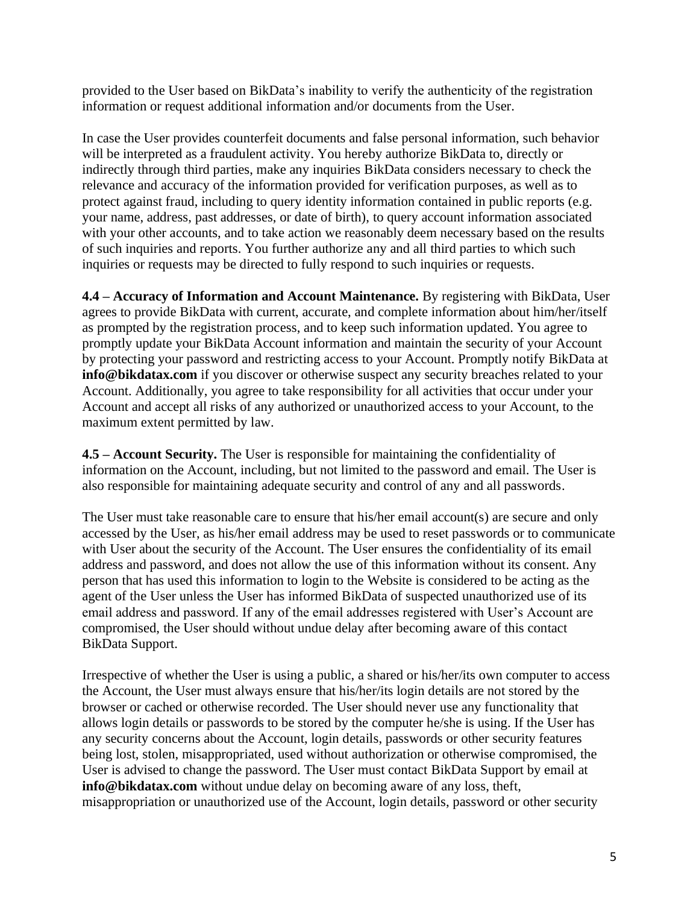provided to the User based on BikData's inability to verify the authenticity of the registration information or request additional information and/or documents from the User.

In case the User provides counterfeit documents and false personal information, such behavior will be interpreted as a fraudulent activity. You hereby authorize BikData to, directly or indirectly through third parties, make any inquiries BikData considers necessary to check the relevance and accuracy of the information provided for verification purposes, as well as to protect against fraud, including to query identity information contained in public reports (e.g. your name, address, past addresses, or date of birth), to query account information associated with your other accounts, and to take action we reasonably deem necessary based on the results of such inquiries and reports. You further authorize any and all third parties to which such inquiries or requests may be directed to fully respond to such inquiries or requests.

**4.4 – Accuracy of Information and Account Maintenance.** By registering with BikData, User agrees to provide BikData with current, accurate, and complete information about him/her/itself as prompted by the registration process, and to keep such information updated. You agree to promptly update your BikData Account information and maintain the security of your Account by protecting your password and restricting access to your Account. Promptly notify BikData at **info@bikdatax.com** if you discover or otherwise suspect any security breaches related to your Account. Additionally, you agree to take responsibility for all activities that occur under your Account and accept all risks of any authorized or unauthorized access to your Account, to the maximum extent permitted by law.

**4.5 – Account Security.** The User is responsible for maintaining the confidentiality of information on the Account, including, but not limited to the password and email. The User is also responsible for maintaining adequate security and control of any and all passwords.

The User must take reasonable care to ensure that his/her email account(s) are secure and only accessed by the User, as his/her email address may be used to reset passwords or to communicate with User about the security of the Account. The User ensures the confidentiality of its email address and password, and does not allow the use of this information without its consent. Any person that has used this information to login to the Website is considered to be acting as the agent of the User unless the User has informed BikData of suspected unauthorized use of its email address and password. If any of the email addresses registered with User's Account are compromised, the User should without undue delay after becoming aware of this contact BikData Support.

Irrespective of whether the User is using a public, a shared or his/her/its own computer to access the Account, the User must always ensure that his/her/its login details are not stored by the browser or cached or otherwise recorded. The User should never use any functionality that allows login details or passwords to be stored by the computer he/she is using. If the User has any security concerns about the Account, login details, passwords or other security features being lost, stolen, misappropriated, used without authorization or otherwise compromised, the User is advised to change the password. The User must contact BikData Support by email at **info@bikdatax.com** without undue delay on becoming aware of any loss, theft, misappropriation or unauthorized use of the Account, login details, password or other security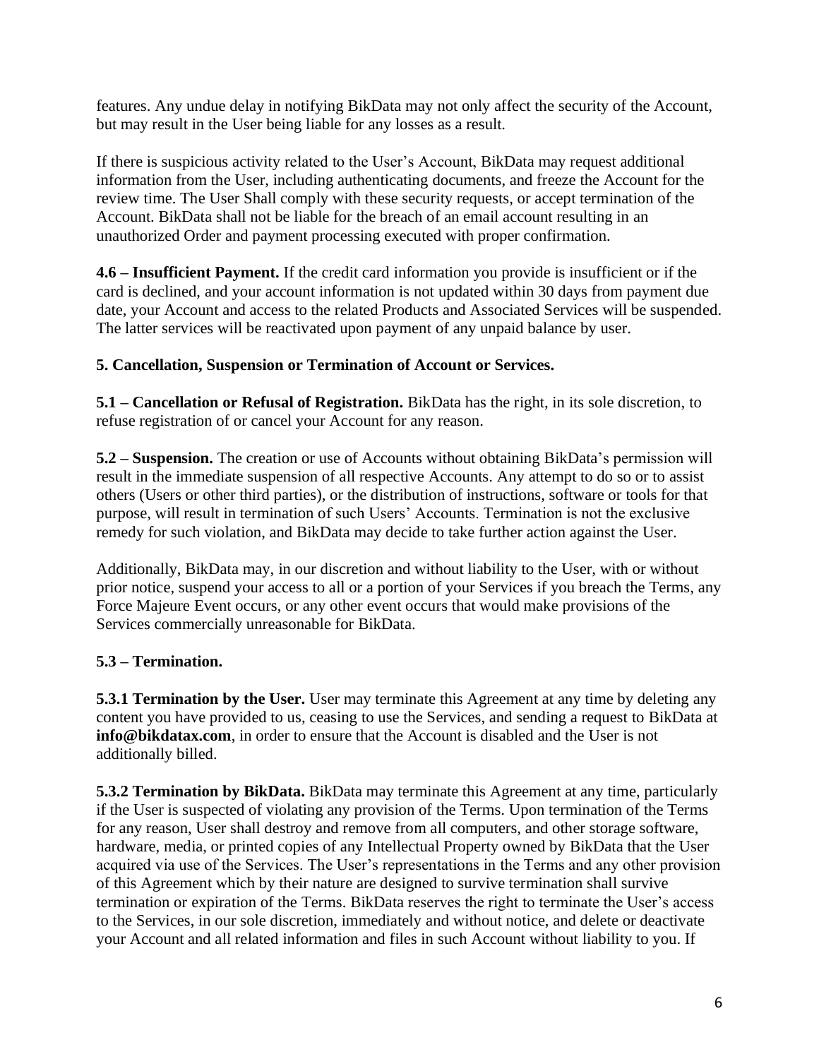features. Any undue delay in notifying BikData may not only affect the security of the Account, but may result in the User being liable for any losses as a result.

If there is suspicious activity related to the User's Account, BikData may request additional information from the User, including authenticating documents, and freeze the Account for the review time. The User Shall comply with these security requests, or accept termination of the Account. BikData shall not be liable for the breach of an email account resulting in an unauthorized Order and payment processing executed with proper confirmation.

**4.6 – Insufficient Payment.** If the credit card information you provide is insufficient or if the card is declined, and your account information is not updated within 30 days from payment due date, your Account and access to the related Products and Associated Services will be suspended. The latter services will be reactivated upon payment of any unpaid balance by user.

**5. Cancellation, Suspension or Termination of Account or Services.**

**5.1 – Cancellation or Refusal of Registration.** BikData has the right, in its sole discretion, to refuse registration of or cancel your Account for any reason.

**5.2 – Suspension.** The creation or use of Accounts without obtaining BikData's permission will result in the immediate suspension of all respective Accounts. Any attempt to do so or to assist others (Users or other third parties), or the distribution of instructions, software or tools for that purpose, will result in termination of such Users' Accounts. Termination is not the exclusive remedy for such violation, and BikData may decide to take further action against the User.

Additionally, BikData may, in our discretion and without liability to the User, with or without prior notice, suspend your access to all or a portion of your Services if you breach the Terms, any Force Majeure Event occurs, or any other event occurs that would make provisions of the Services commercially unreasonable for BikData.

**5.3 – Termination.**

**5.3.1 Termination by the User.** User may terminate this Agreement at any time by deleting any content you have provided to us, ceasing to use the Services, and sending a request to BikData at **info@bikdatax.com**, in order to ensure that the Account is disabled and the User is not additionally billed.

**5.3.2 Termination by BikData.** BikData may terminate this Agreement at any time, particularly if the User is suspected of violating any provision of the Terms. Upon termination of the Terms for any reason, User shall destroy and remove from all computers, and other storage software, hardware, media, or printed copies of any Intellectual Property owned by BikData that the User acquired via use of the Services. The User's representations in the Terms and any other provision of this Agreement which by their nature are designed to survive termination shall survive termination or expiration of the Terms. BikData reserves the right to terminate the User's access to the Services, in our sole discretion, immediately and without notice, and delete or deactivate your Account and all related information and files in such Account without liability to you. If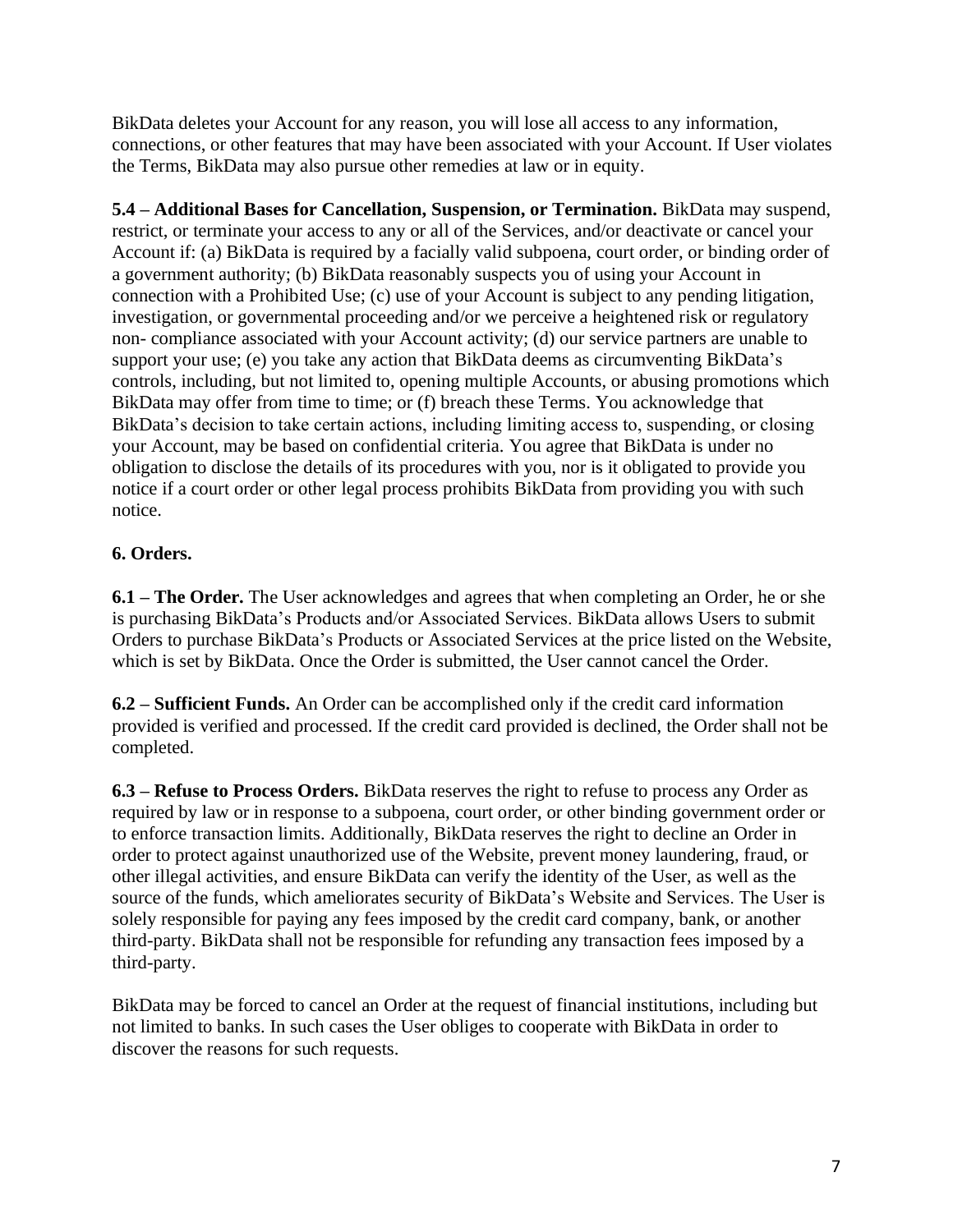BikData deletes your Account for any reason, you will lose all access to any information, connections, or other features that may have been associated with your Account. If User violates the Terms, BikData may also pursue other remedies at law or in equity.

**5.4 – Additional Bases for Cancellation, Suspension, or Termination.** BikData may suspend, restrict, or terminate your access to any or all of the Services, and/or deactivate or cancel your Account if: (a) BikData is required by a facially valid subpoena, court order, or binding order of a government authority; (b) BikData reasonably suspects you of using your Account in connection with a Prohibited Use; (c) use of your Account is subject to any pending litigation, investigation, or governmental proceeding and/or we perceive a heightened risk or regulatory non- compliance associated with your Account activity; (d) our service partners are unable to support your use; (e) you take any action that BikData deems as circumventing BikData's controls, including, but not limited to, opening multiple Accounts, or abusing promotions which BikData may offer from time to time; or (f) breach these Terms. You acknowledge that BikData's decision to take certain actions, including limiting access to, suspending, or closing your Account, may be based on confidential criteria. You agree that BikData is under no obligation to disclose the details of its procedures with you, nor is it obligated to provide you notice if a court order or other legal process prohibits BikData from providing you with such notice.

## 6. Orders.

**6.1 – The Order.** The User acknowledges and agrees that when completing an Order, he or she is purchasing BikData's Products and/or Associated Services. BikData allows Users to submit Orders to purchase BikData's Products or Associated Services at the price listed on the Website, which is set by BikData. Once the Order is submitted, the User cannot cancel the Order.

**6.2 – Sufficient Funds.** An Order can be accomplished only if the credit card information provided is verified and processed. If the credit card provided is declined, the Order shall not be completed.

**6.3 – Refuse to Process Orders.** BikData reserves the right to refuse to process any Order as required by law or in response to a subpoena, court order, or other binding government order or to enforce transaction limits. Additionally, BikData reserves the right to decline an Order in order to protect against unauthorized use of the Website, prevent money laundering, fraud, or other illegal activities, and ensure BikData can verify the identity of the User, as well as the source of the funds, which ameliorates security of BikData's Website and Services. The User is solely responsible for paying any fees imposed by the credit card company, bank, or another third-party. BikData shall not be responsible for refunding any transaction fees imposed by a third-party.

BikData may be forced to cancel an Order at the request of financial institutions, including but not limited to banks. In such cases the User obliges to cooperate with BikData in order to discover the reasons for such requests.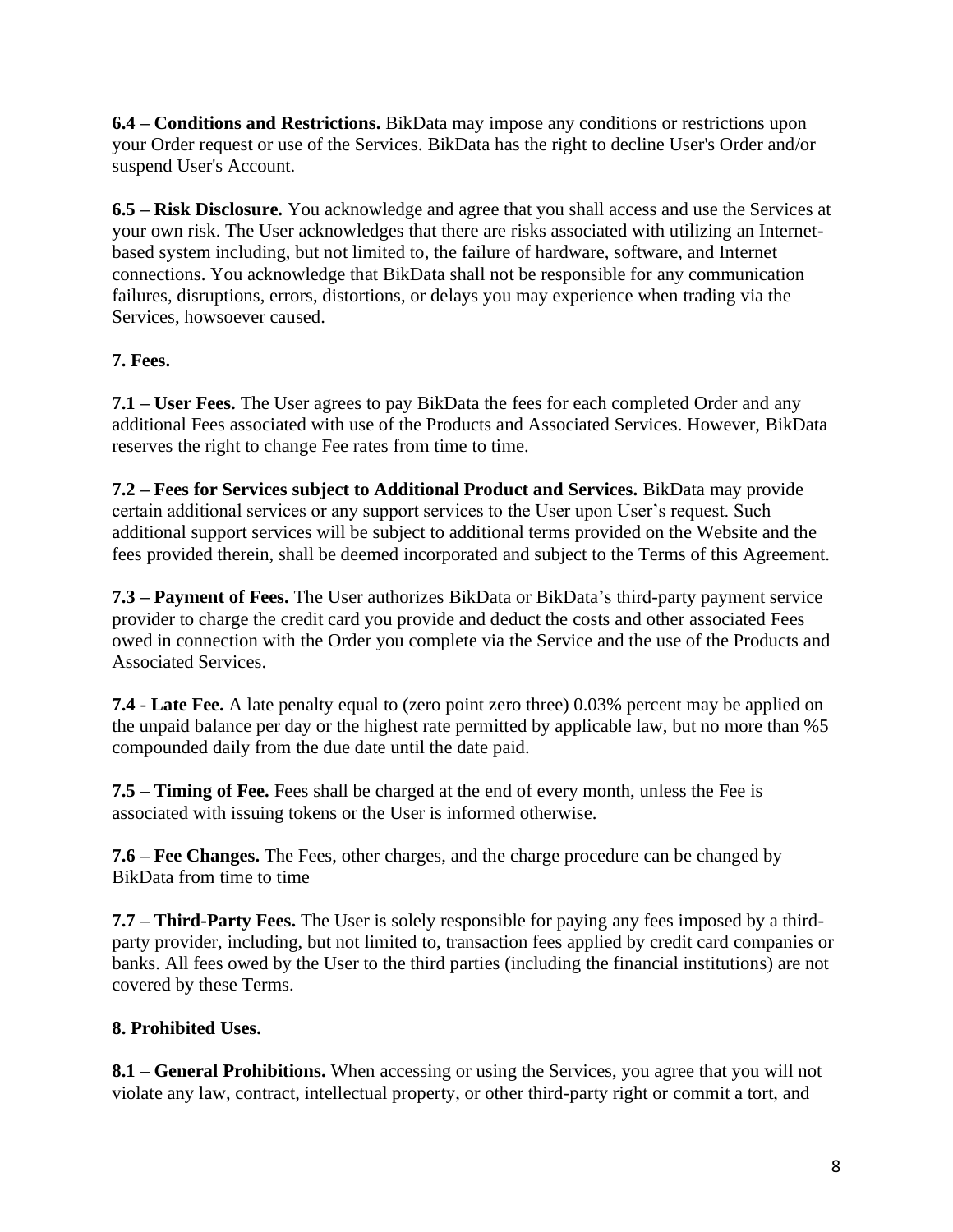**6.4 – Conditions and Restrictions.** BikData may impose any conditions or restrictions upon your Order request or use of the Services. BikData has the right to decline User's Order and/or suspend User's Account.

**6.5 – Risk Disclosure.** You acknowledge and agree that you shall access and use the Services at your own risk. The User acknowledges that there are risks associated with utilizing an Internet-based system including, but not limited to, the failure of hardware, software, and Internet connections. You acknowledge that BikData shall not be responsible for any communication failures, disruptions, errors, distortions, or delays you may experience when trading via the Services, howsoever caused.

**7. Fees.**

**7.1 – User Fees.** The User agrees to pay BikData the fees for each completed Order and any additional Fees associated with use of the Products and Associated Services. However, BikData reserves the right to change Fee rates from time to time.

**7.2 – Fees for Services subject to Additional Product and Services.** BikData may provide certain additional services or any support services to the User upon User's request. Such additional support services will be subject to additional terms provided on the Website and the fees provided therein, shall be deemed incorporated and subject to the Terms of this Agreement.

**7.3 – Payment of Fees.** The User authorizes BikData or BikData's third-party payment service provider to charge the credit card you provide and deduct the costs and other associated Fees owed in connection with the Order you complete via the Service and the use of the Products and Associated Services.

**7.4 - Late Fee.** A late penalty equal to (zero point zero three) 0.03% percent may be applied on the unpaid balance per day or the highest rate permitted by applicable law, but no more than %5 compounded daily from the due date until the date paid.

**7.5 – Timing of Fee.** Fees shall be charged at the end of every month, unless the Fee is associated with issuing tokens or the User is informed otherwise.

**7.6 – Fee Changes.** The Fees, other charges, and the charge procedure can be changed by BikData from time to time

**7.7 – Third-Party Fees.** The User is solely responsible for paying any fees imposed by a third-party provider, including, but not limited to, transaction fees applied by credit card companies or banks. All fees owed by the User to the third parties (including the financial institutions) are not covered by these Terms.

**8. Prohibited Uses.**

**8.1 – General Prohibitions.** When accessing or using the Services, you agree that you will not violate any law, contract, intellectual property, or other third-party right or commit a tort, and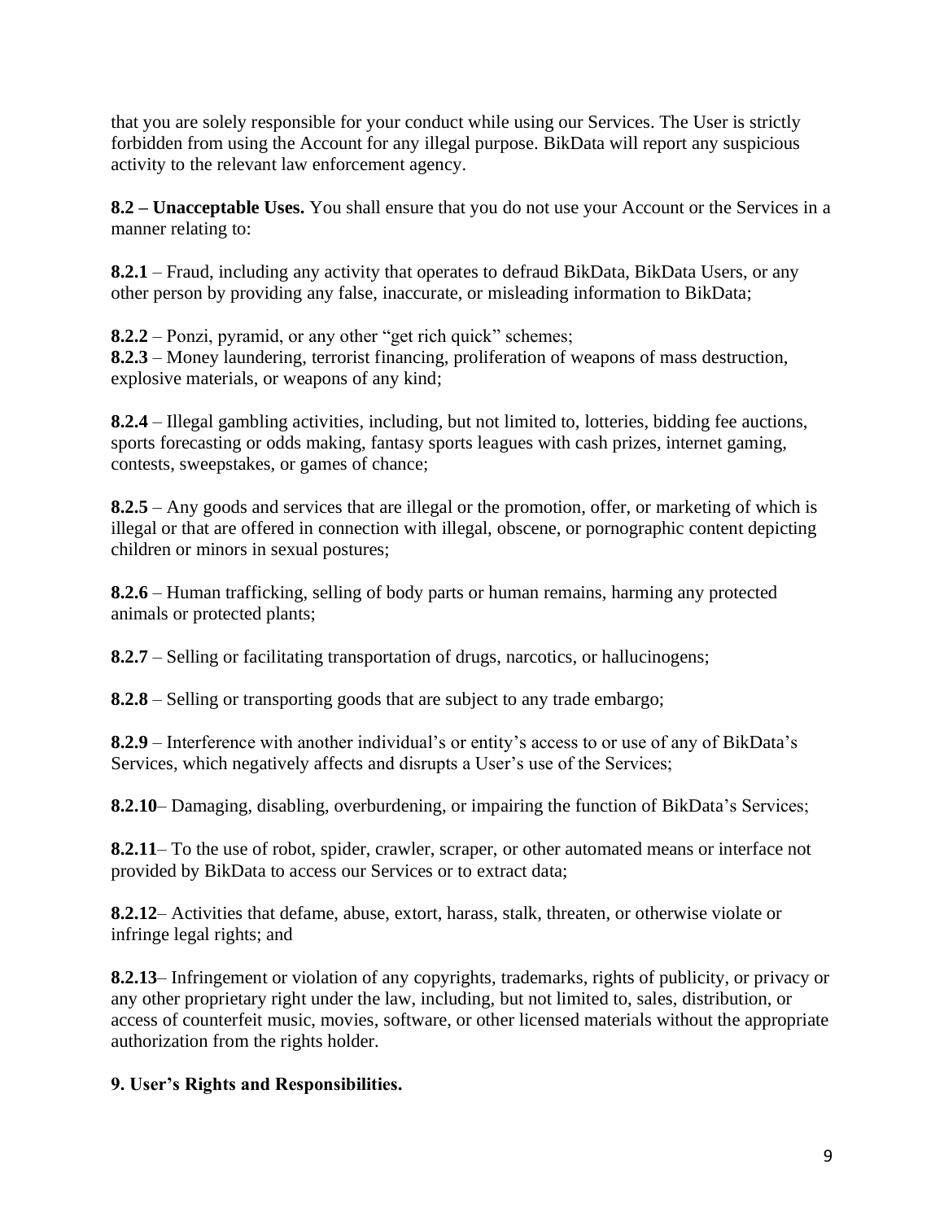that you are solely responsible for your conduct while using our Services. The User is strictly forbidden from using the Account for any illegal purpose. BikData will report any suspicious activity to the relevant law enforcement agency.

**8.2 – Unacceptable Uses.** You shall ensure that you do not use your Account or the Services in a manner relating to:

**8.2.1** – Fraud, including any activity that operates to defraud BikData, BikData Users, or any other person by providing any false, inaccurate, or misleading information to BikData;

**8.2.2** – Ponzi, pyramid, or any other "get rich quick" schemes;
**8.2.3** – Money laundering, terrorist financing, proliferation of weapons of mass destruction, explosive materials, or weapons of any kind;

**8.2.4** – Illegal gambling activities, including, but not limited to, lotteries, bidding fee auctions, sports forecasting or odds making, fantasy sports leagues with cash prizes, internet gaming, contests, sweepstakes, or games of chance;

**8.2.5** – Any goods and services that are illegal or the promotion, offer, or marketing of which is illegal or that are offered in connection with illegal, obscene, or pornographic content depicting children or minors in sexual postures;

**8.2.6** – Human trafficking, selling of body parts or human remains, harming any protected animals or protected plants;

**8.2.7** – Selling or facilitating transportation of drugs, narcotics, or hallucinogens;

**8.2.8** – Selling or transporting goods that are subject to any trade embargo;

**8.2.9** – Interference with another individual's or entity's access to or use of any of BikData's Services, which negatively affects and disrupts a User's use of the Services;

**8.2.10**– Damaging, disabling, overburdening, or impairing the function of BikData's Services;

**8.2.11**– To the use of robot, spider, crawler, scraper, or other automated means or interface not provided by BikData to access our Services or to extract data;

**8.2.12**– Activities that defame, abuse, extort, harass, stalk, threaten, or otherwise violate or infringe legal rights; and

**8.2.13**– Infringement or violation of any copyrights, trademarks, rights of publicity, or privacy or any other proprietary right under the law, including, but not limited to, sales, distribution, or access of counterfeit music, movies, software, or other licensed materials without the appropriate authorization from the rights holder.

**9. User's Rights and Responsibilities.**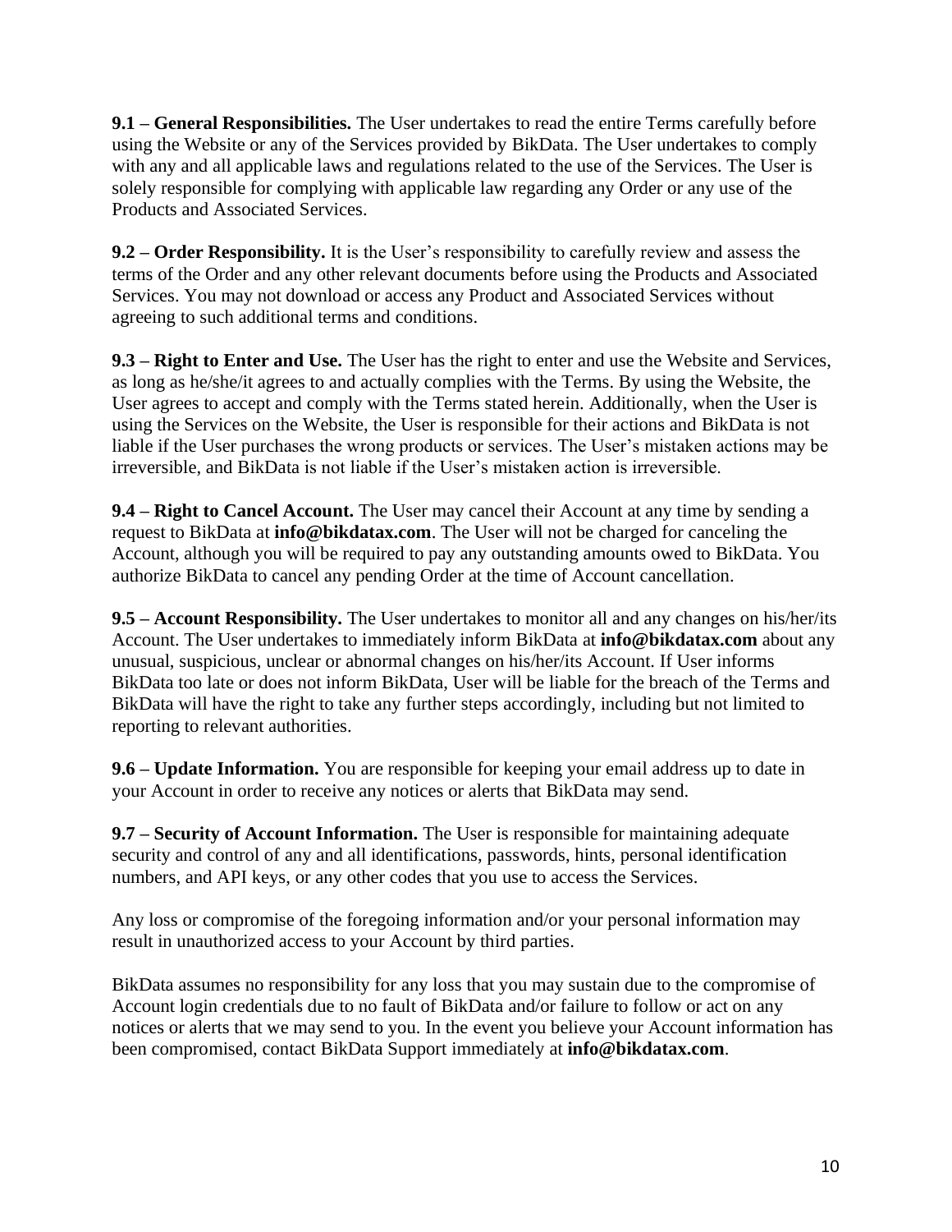**9.1 – General Responsibilities.** The User undertakes to read the entire Terms carefully before using the Website or any of the Services provided by BikData. The User undertakes to comply with any and all applicable laws and regulations related to the use of the Services. The User is solely responsible for complying with applicable law regarding any Order or any use of the Products and Associated Services.

**9.2 – Order Responsibility.** It is the User's responsibility to carefully review and assess the terms of the Order and any other relevant documents before using the Products and Associated Services. You may not download or access any Product and Associated Services without agreeing to such additional terms and conditions.

**9.3 – Right to Enter and Use.** The User has the right to enter and use the Website and Services, as long as he/she/it agrees to and actually complies with the Terms. By using the Website, the User agrees to accept and comply with the Terms stated herein. Additionally, when the User is using the Services on the Website, the User is responsible for their actions and BikData is not liable if the User purchases the wrong products or services. The User's mistaken actions may be irreversible, and BikData is not liable if the User's mistaken action is irreversible.

**9.4 – Right to Cancel Account.** The User may cancel their Account at any time by sending a request to BikData at **info@bikdatax.com**. The User will not be charged for canceling the Account, although you will be required to pay any outstanding amounts owed to BikData. You authorize BikData to cancel any pending Order at the time of Account cancellation.

**9.5 – Account Responsibility.** The User undertakes to monitor all and any changes on his/her/its Account. The User undertakes to immediately inform BikData at **info@bikdatax.com** about any unusual, suspicious, unclear or abnormal changes on his/her/its Account. If User informs BikData too late or does not inform BikData, User will be liable for the breach of the Terms and BikData will have the right to take any further steps accordingly, including but not limited to reporting to relevant authorities.

**9.6 – Update Information.** You are responsible for keeping your email address up to date in your Account in order to receive any notices or alerts that BikData may send.

**9.7 – Security of Account Information.** The User is responsible for maintaining adequate security and control of any and all identifications, passwords, hints, personal identification numbers, and API keys, or any other codes that you use to access the Services.

Any loss or compromise of the foregoing information and/or your personal information may result in unauthorized access to your Account by third parties.

BikData assumes no responsibility for any loss that you may sustain due to the compromise of Account login credentials due to no fault of BikData and/or failure to follow or act on any notices or alerts that we may send to you. In the event you believe your Account information has been compromised, contact BikData Support immediately at **info@bikdatax.com**.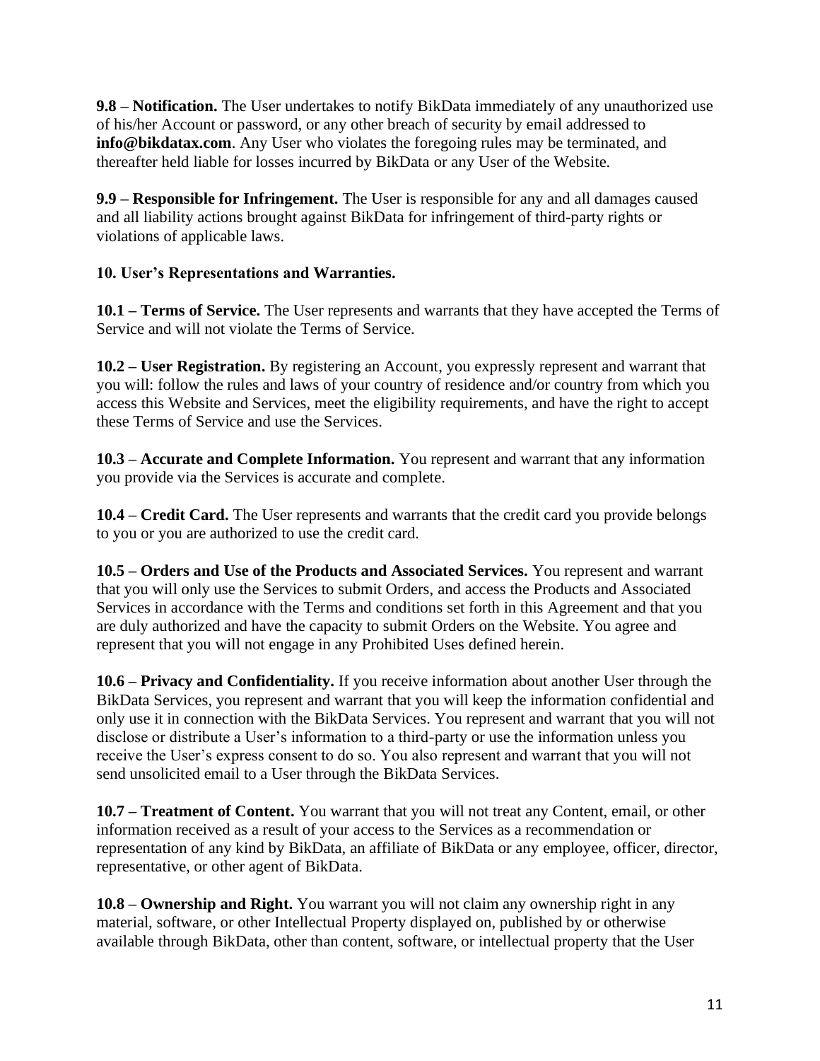**9.8 – Notification.** The User undertakes to notify BikData immediately of any unauthorized use of his/her Account or password, or any other breach of security by email addressed to **info@bikdatax.com**. Any User who violates the foregoing rules may be terminated, and thereafter held liable for losses incurred by BikData or any User of the Website.

**9.9 – Responsible for Infringement.** The User is responsible for any and all damages caused and all liability actions brought against BikData for infringement of third-party rights or violations of applicable laws.

**10. User's Representations and Warranties.**

**10.1 – Terms of Service.** The User represents and warrants that they have accepted the Terms of Service and will not violate the Terms of Service.

**10.2 – User Registration.** By registering an Account, you expressly represent and warrant that you will: follow the rules and laws of your country of residence and/or country from which you access this Website and Services, meet the eligibility requirements, and have the right to accept these Terms of Service and use the Services.

**10.3 – Accurate and Complete Information.** You represent and warrant that any information you provide via the Services is accurate and complete.

**10.4 – Credit Card.** The User represents and warrants that the credit card you provide belongs to you or you are authorized to use the credit card.

**10.5 – Orders and Use of the Products and Associated Services.** You represent and warrant that you will only use the Services to submit Orders, and access the Products and Associated Services in accordance with the Terms and conditions set forth in this Agreement and that you are duly authorized and have the capacity to submit Orders on the Website. You agree and represent that you will not engage in any Prohibited Uses defined herein.

**10.6 – Privacy and Confidentiality.** If you receive information about another User through the BikData Services, you represent and warrant that you will keep the information confidential and only use it in connection with the BikData Services. You represent and warrant that you will not disclose or distribute a User's information to a third-party or use the information unless you receive the User's express consent to do so. You also represent and warrant that you will not send unsolicited email to a User through the BikData Services.

**10.7 – Treatment of Content.** You warrant that you will not treat any Content, email, or other information received as a result of your access to the Services as a recommendation or representation of any kind by BikData, an affiliate of BikData or any employee, officer, director, representative, or other agent of BikData.

**10.8 – Ownership and Right.** You warrant you will not claim any ownership right in any material, software, or other Intellectual Property displayed on, published by or otherwise available through BikData, other than content, software, or intellectual property that the User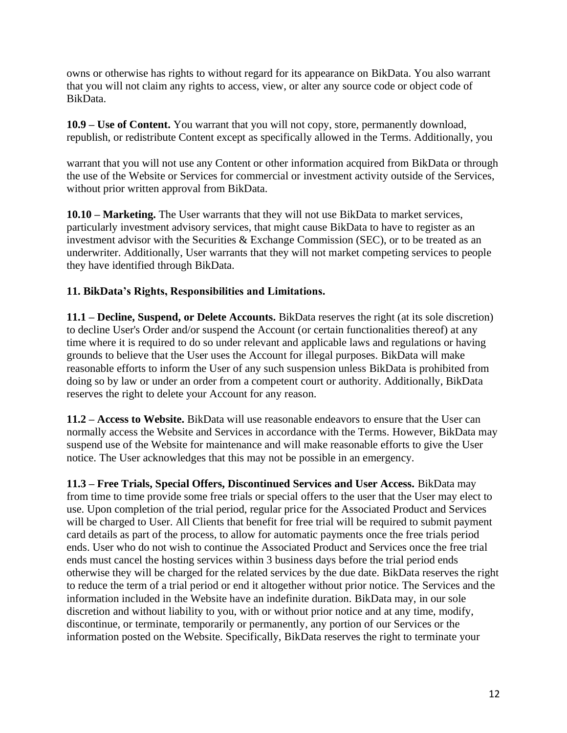owns or otherwise has rights to without regard for its appearance on BikData. You also warrant that you will not claim any rights to access, view, or alter any source code or object code of BikData.

**10.9 – Use of Content.** You warrant that you will not copy, store, permanently download, republish, or redistribute Content except as specifically allowed in the Terms. Additionally, you

warrant that you will not use any Content or other information acquired from BikData or through the use of the Website or Services for commercial or investment activity outside of the Services, without prior written approval from BikData.

**10.10 – Marketing.** The User warrants that they will not use BikData to market services, particularly investment advisory services, that might cause BikData to have to register as an investment advisor with the Securities & Exchange Commission (SEC), or to be treated as an underwriter. Additionally, User warrants that they will not market competing services to people they have identified through BikData.

## 11. BikData's Rights, Responsibilities and Limitations.

**11.1 – Decline, Suspend, or Delete Accounts.** BikData reserves the right (at its sole discretion) to decline User's Order and/or suspend the Account (or certain functionalities thereof) at any time where it is required to do so under relevant and applicable laws and regulations or having grounds to believe that the User uses the Account for illegal purposes. BikData will make reasonable efforts to inform the User of any such suspension unless BikData is prohibited from doing so by law or under an order from a competent court or authority. Additionally, BikData reserves the right to delete your Account for any reason.

**11.2 – Access to Website.** BikData will use reasonable endeavors to ensure that the User can normally access the Website and Services in accordance with the Terms. However, BikData may suspend use of the Website for maintenance and will make reasonable efforts to give the User notice. The User acknowledges that this may not be possible in an emergency.

**11.3 – Free Trials, Special Offers, Discontinued Services and User Access.** BikData may from time to time provide some free trials or special offers to the user that the User may elect to use. Upon completion of the trial period, regular price for the Associated Product and Services will be charged to User. All Clients that benefit for free trial will be required to submit payment card details as part of the process, to allow for automatic payments once the free trials period ends. User who do not wish to continue the Associated Product and Services once the free trial ends must cancel the hosting services within 3 business days before the trial period ends otherwise they will be charged for the related services by the due date. BikData reserves the right to reduce the term of a trial period or end it altogether without prior notice. The Services and the information included in the Website have an indefinite duration. BikData may, in our sole discretion and without liability to you, with or without prior notice and at any time, modify, discontinue, or terminate, temporarily or permanently, any portion of our Services or the information posted on the Website. Specifically, BikData reserves the right to terminate your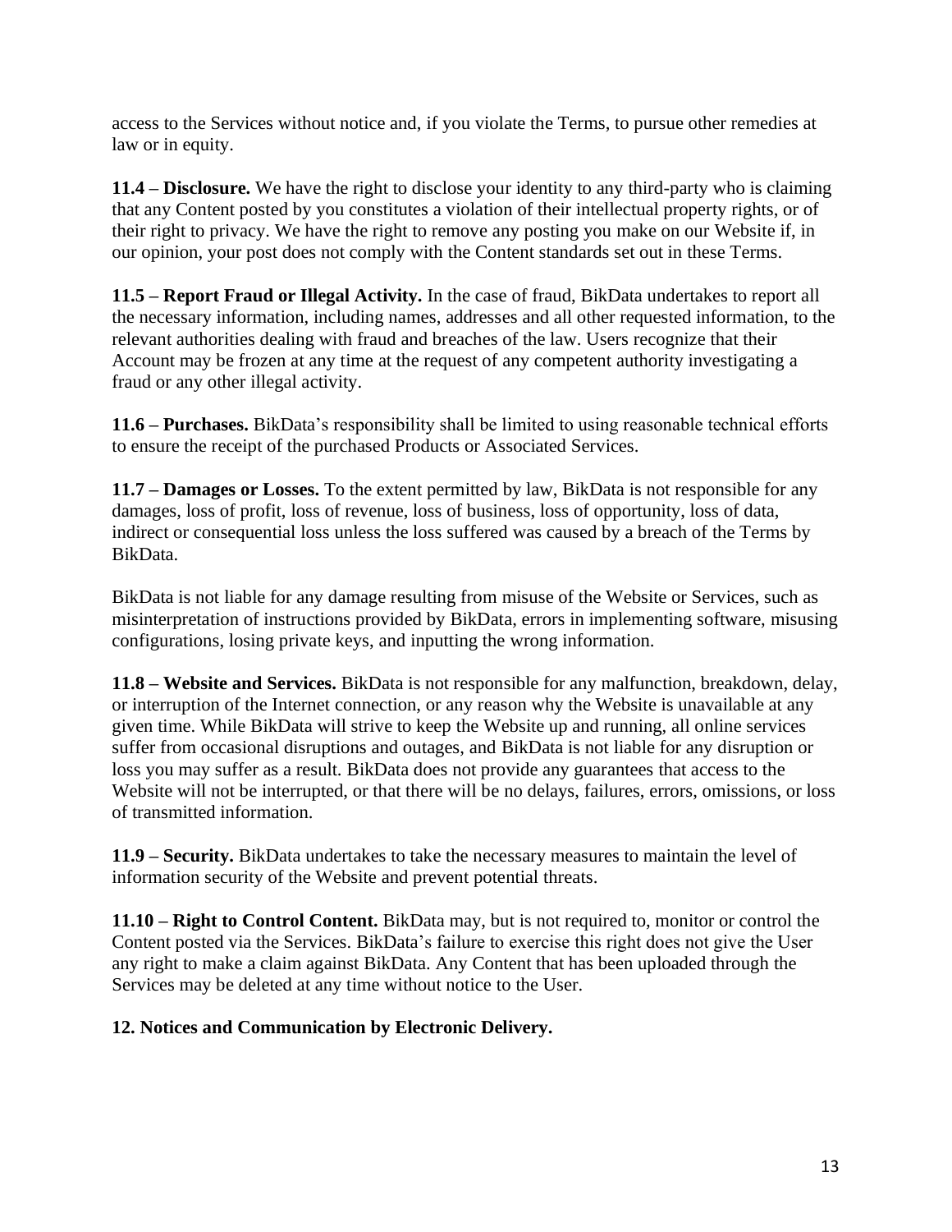access to the Services without notice and, if you violate the Terms, to pursue other remedies at law or in equity.

**11.4 – Disclosure.** We have the right to disclose your identity to any third-party who is claiming that any Content posted by you constitutes a violation of their intellectual property rights, or of their right to privacy. We have the right to remove any posting you make on our Website if, in our opinion, your post does not comply with the Content standards set out in these Terms.

**11.5 – Report Fraud or Illegal Activity.** In the case of fraud, BikData undertakes to report all the necessary information, including names, addresses and all other requested information, to the relevant authorities dealing with fraud and breaches of the law. Users recognize that their Account may be frozen at any time at the request of any competent authority investigating a fraud or any other illegal activity.

**11.6 – Purchases.** BikData's responsibility shall be limited to using reasonable technical efforts to ensure the receipt of the purchased Products or Associated Services.

**11.7 – Damages or Losses.** To the extent permitted by law, BikData is not responsible for any damages, loss of profit, loss of revenue, loss of business, loss of opportunity, loss of data, indirect or consequential loss unless the loss suffered was caused by a breach of the Terms by BikData.

BikData is not liable for any damage resulting from misuse of the Website or Services, such as misinterpretation of instructions provided by BikData, errors in implementing software, misusing configurations, losing private keys, and inputting the wrong information.

**11.8 – Website and Services.** BikData is not responsible for any malfunction, breakdown, delay, or interruption of the Internet connection, or any reason why the Website is unavailable at any given time. While BikData will strive to keep the Website up and running, all online services suffer from occasional disruptions and outages, and BikData is not liable for any disruption or loss you may suffer as a result. BikData does not provide any guarantees that access to the Website will not be interrupted, or that there will be no delays, failures, errors, omissions, or loss of transmitted information.

**11.9 – Security.** BikData undertakes to take the necessary measures to maintain the level of information security of the Website and prevent potential threats.

**11.10 – Right to Control Content.** BikData may, but is not required to, monitor or control the Content posted via the Services. BikData's failure to exercise this right does not give the User any right to make a claim against BikData. Any Content that has been uploaded through the Services may be deleted at any time without notice to the User.

**12. Notices and Communication by Electronic Delivery.**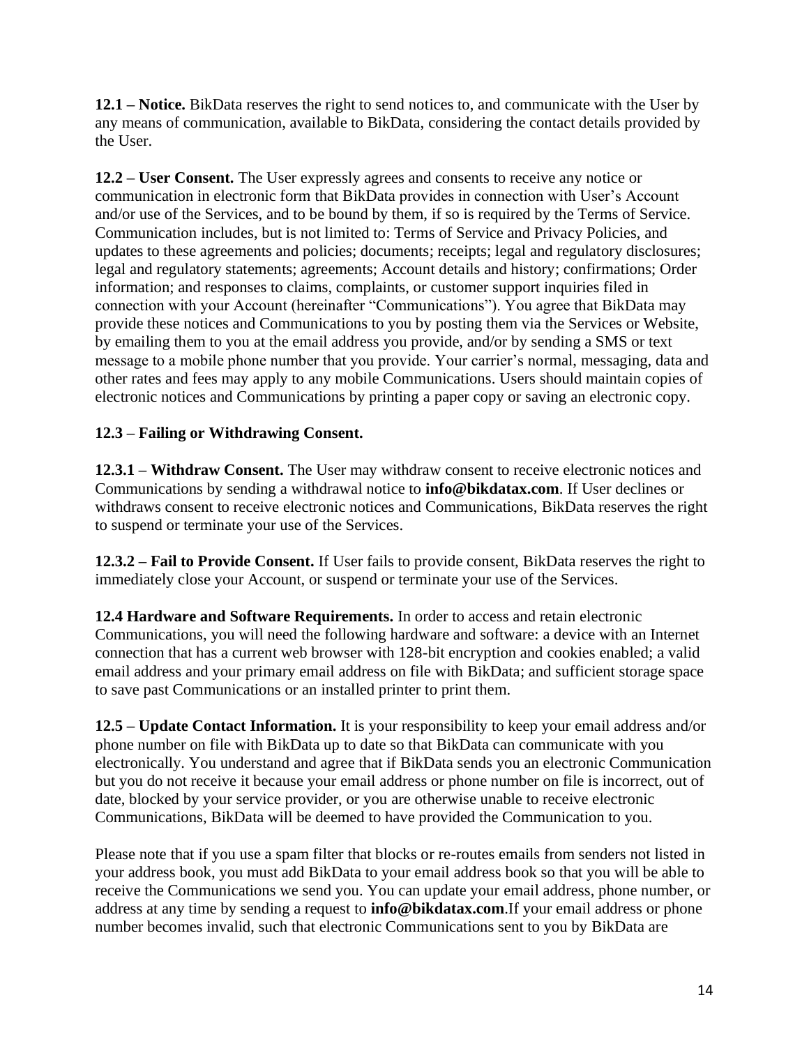**12.1 – Notice.** BikData reserves the right to send notices to, and communicate with the User by any means of communication, available to BikData, considering the contact details provided by the User.

**12.2 – User Consent.** The User expressly agrees and consents to receive any notice or communication in electronic form that BikData provides in connection with User's Account and/or use of the Services, and to be bound by them, if so is required by the Terms of Service. Communication includes, but is not limited to: Terms of Service and Privacy Policies, and updates to these agreements and policies; documents; receipts; legal and regulatory disclosures; legal and regulatory statements; agreements; Account details and history; confirmations; Order information; and responses to claims, complaints, or customer support inquiries filed in connection with your Account (hereinafter "Communications"). You agree that BikData may provide these notices and Communications to you by posting them via the Services or Website, by emailing them to you at the email address you provide, and/or by sending a SMS or text message to a mobile phone number that you provide. Your carrier's normal, messaging, data and other rates and fees may apply to any mobile Communications. Users should maintain copies of electronic notices and Communications by printing a paper copy or saving an electronic copy.

**12.3 – Failing or Withdrawing Consent.**

**12.3.1 – Withdraw Consent.** The User may withdraw consent to receive electronic notices and Communications by sending a withdrawal notice to **info@bikdatax.com**. If User declines or withdraws consent to receive electronic notices and Communications, BikData reserves the right to suspend or terminate your use of the Services.

**12.3.2 – Fail to Provide Consent.** If User fails to provide consent, BikData reserves the right to immediately close your Account, or suspend or terminate your use of the Services.

**12.4 Hardware and Software Requirements.** In order to access and retain electronic Communications, you will need the following hardware and software: a device with an Internet connection that has a current web browser with 128-bit encryption and cookies enabled; a valid email address and your primary email address on file with BikData; and sufficient storage space to save past Communications or an installed printer to print them.

**12.5 – Update Contact Information.** It is your responsibility to keep your email address and/or phone number on file with BikData up to date so that BikData can communicate with you electronically. You understand and agree that if BikData sends you an electronic Communication but you do not receive it because your email address or phone number on file is incorrect, out of date, blocked by your service provider, or you are otherwise unable to receive electronic Communications, BikData will be deemed to have provided the Communication to you.

Please note that if you use a spam filter that blocks or re-routes emails from senders not listed in your address book, you must add BikData to your email address book so that you will be able to receive the Communications we send you. You can update your email address, phone number, or address at any time by sending a request to **info@bikdatax.com**.If your email address or phone number becomes invalid, such that electronic Communications sent to you by BikData are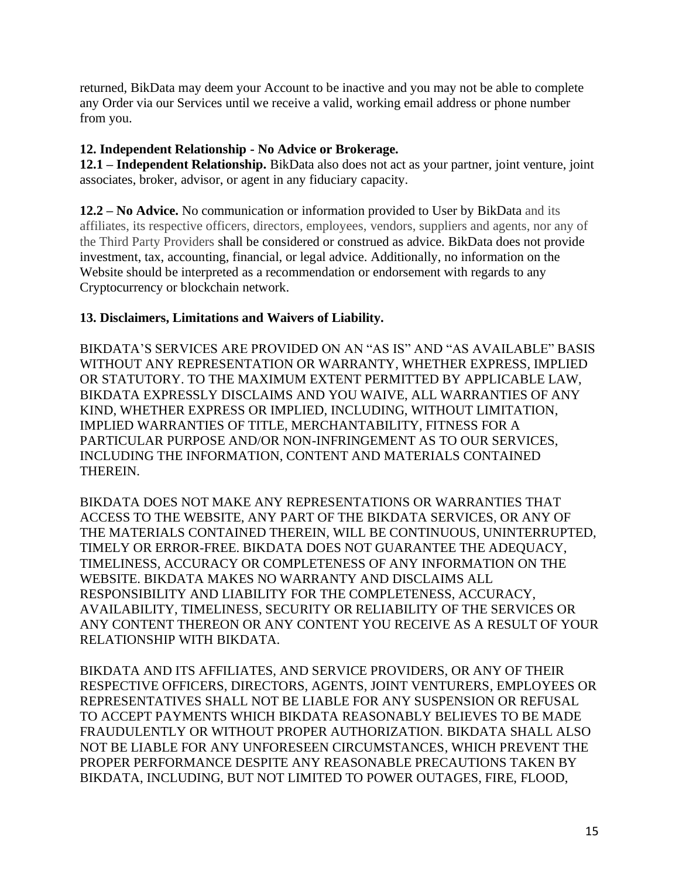returned, BikData may deem your Account to be inactive and you may not be able to complete any Order via our Services until we receive a valid, working email address or phone number from you.

**12. Independent Relationship - No Advice or Brokerage.**

**12.1 – Independent Relationship.** BikData also does not act as your partner, joint venture, joint associates, broker, advisor, or agent in any fiduciary capacity.

**12.2 – No Advice.** No communication or information provided to User by BikData and its affiliates, its respective officers, directors, employees, vendors, suppliers and agents, nor any of the Third Party Providers shall be considered or construed as advice. BikData does not provide investment, tax, accounting, financial, or legal advice. Additionally, no information on the Website should be interpreted as a recommendation or endorsement with regards to any Cryptocurrency or blockchain network.

**13. Disclaimers, Limitations and Waivers of Liability.**

BIKDATA'S SERVICES ARE PROVIDED ON AN "AS IS" AND "AS AVAILABLE" BASIS WITHOUT ANY REPRESENTATION OR WARRANTY, WHETHER EXPRESS, IMPLIED OR STATUTORY. TO THE MAXIMUM EXTENT PERMITTED BY APPLICABLE LAW, BIKDATA EXPRESSLY DISCLAIMS AND YOU WAIVE, ALL WARRANTIES OF ANY KIND, WHETHER EXPRESS OR IMPLIED, INCLUDING, WITHOUT LIMITATION, IMPLIED WARRANTIES OF TITLE, MERCHANTABILITY, FITNESS FOR A PARTICULAR PURPOSE AND/OR NON-INFRINGEMENT AS TO OUR SERVICES, INCLUDING THE INFORMATION, CONTENT AND MATERIALS CONTAINED THEREIN.

BIKDATA DOES NOT MAKE ANY REPRESENTATIONS OR WARRANTIES THAT ACCESS TO THE WEBSITE, ANY PART OF THE BIKDATA SERVICES, OR ANY OF THE MATERIALS CONTAINED THEREIN, WILL BE CONTINUOUS, UNINTERRUPTED, TIMELY OR ERROR-FREE. BIKDATA DOES NOT GUARANTEE THE ADEQUACY, TIMELINESS, ACCURACY OR COMPLETENESS OF ANY INFORMATION ON THE WEBSITE. BIKDATA MAKES NO WARRANTY AND DISCLAIMS ALL RESPONSIBILITY AND LIABILITY FOR THE COMPLETENESS, ACCURACY, AVAILABILITY, TIMELINESS, SECURITY OR RELIABILITY OF THE SERVICES OR ANY CONTENT THEREON OR ANY CONTENT YOU RECEIVE AS A RESULT OF YOUR RELATIONSHIP WITH BIKDATA.

BIKDATA AND ITS AFFILIATES, AND SERVICE PROVIDERS, OR ANY OF THEIR RESPECTIVE OFFICERS, DIRECTORS, AGENTS, JOINT VENTURERS, EMPLOYEES OR REPRESENTATIVES SHALL NOT BE LIABLE FOR ANY SUSPENSION OR REFUSAL TO ACCEPT PAYMENTS WHICH BIKDATA REASONABLY BELIEVES TO BE MADE FRAUDULENTLY OR WITHOUT PROPER AUTHORIZATION. BIKDATA SHALL ALSO NOT BE LIABLE FOR ANY UNFORESEEN CIRCUMSTANCES, WHICH PREVENT THE PROPER PERFORMANCE DESPITE ANY REASONABLE PRECAUTIONS TAKEN BY BIKDATA, INCLUDING, BUT NOT LIMITED TO POWER OUTAGES, FIRE, FLOOD,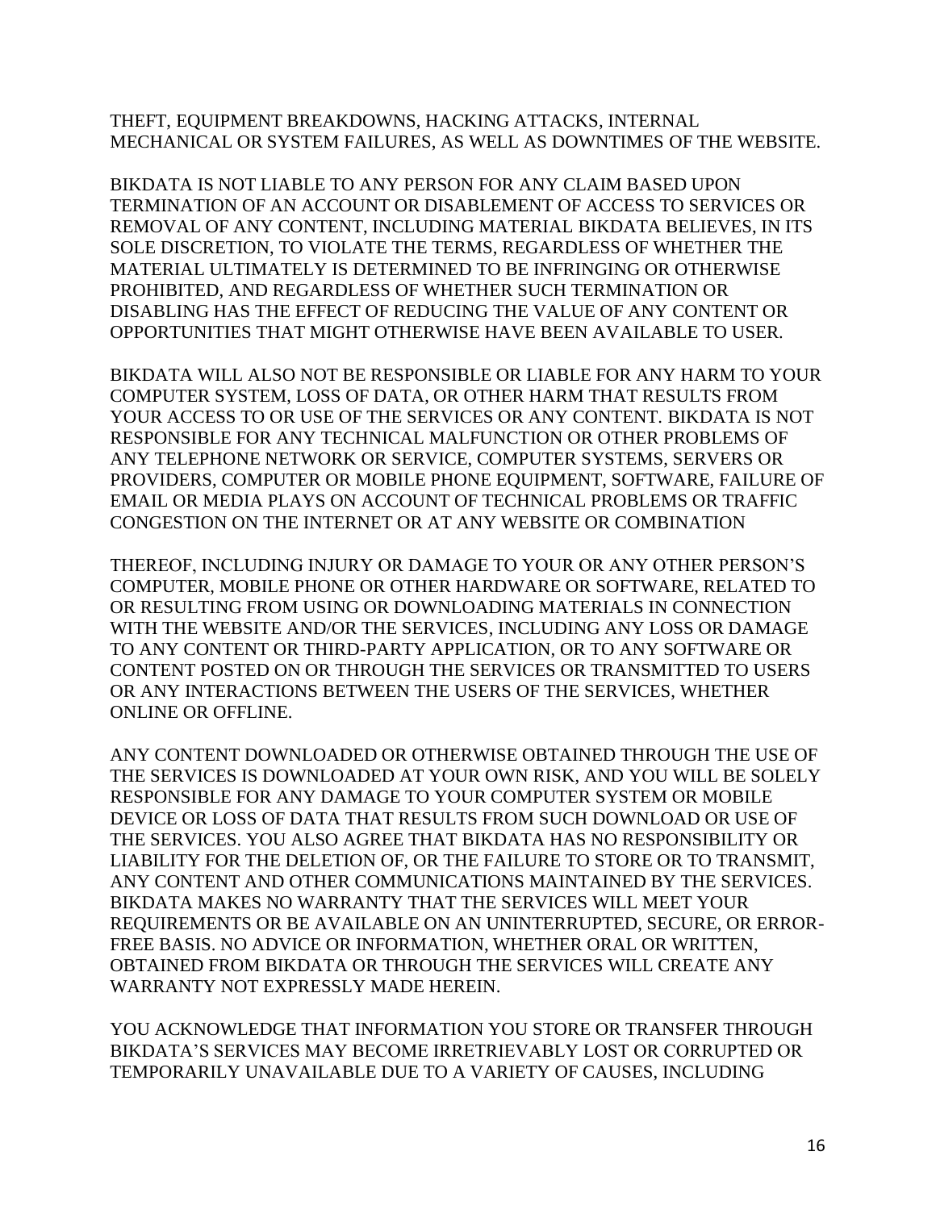THEFT, EQUIPMENT BREAKDOWNS, HACKING ATTACKS, INTERNAL MECHANICAL OR SYSTEM FAILURES, AS WELL AS DOWNTIMES OF THE WEBSITE.

BIKDATA IS NOT LIABLE TO ANY PERSON FOR ANY CLAIM BASED UPON TERMINATION OF AN ACCOUNT OR DISABLEMENT OF ACCESS TO SERVICES OR REMOVAL OF ANY CONTENT, INCLUDING MATERIAL BIKDATA BELIEVES, IN ITS SOLE DISCRETION, TO VIOLATE THE TERMS, REGARDLESS OF WHETHER THE MATERIAL ULTIMATELY IS DETERMINED TO BE INFRINGING OR OTHERWISE PROHIBITED, AND REGARDLESS OF WHETHER SUCH TERMINATION OR DISABLING HAS THE EFFECT OF REDUCING THE VALUE OF ANY CONTENT OR OPPORTUNITIES THAT MIGHT OTHERWISE HAVE BEEN AVAILABLE TO USER.

BIKDATA WILL ALSO NOT BE RESPONSIBLE OR LIABLE FOR ANY HARM TO YOUR COMPUTER SYSTEM, LOSS OF DATA, OR OTHER HARM THAT RESULTS FROM YOUR ACCESS TO OR USE OF THE SERVICES OR ANY CONTENT. BIKDATA IS NOT RESPONSIBLE FOR ANY TECHNICAL MALFUNCTION OR OTHER PROBLEMS OF ANY TELEPHONE NETWORK OR SERVICE, COMPUTER SYSTEMS, SERVERS OR PROVIDERS, COMPUTER OR MOBILE PHONE EQUIPMENT, SOFTWARE, FAILURE OF EMAIL OR MEDIA PLAYS ON ACCOUNT OF TECHNICAL PROBLEMS OR TRAFFIC CONGESTION ON THE INTERNET OR AT ANY WEBSITE OR COMBINATION

THEREOF, INCLUDING INJURY OR DAMAGE TO YOUR OR ANY OTHER PERSON'S COMPUTER, MOBILE PHONE OR OTHER HARDWARE OR SOFTWARE, RELATED TO OR RESULTING FROM USING OR DOWNLOADING MATERIALS IN CONNECTION WITH THE WEBSITE AND/OR THE SERVICES, INCLUDING ANY LOSS OR DAMAGE TO ANY CONTENT OR THIRD-PARTY APPLICATION, OR TO ANY SOFTWARE OR CONTENT POSTED ON OR THROUGH THE SERVICES OR TRANSMITTED TO USERS OR ANY INTERACTIONS BETWEEN THE USERS OF THE SERVICES, WHETHER ONLINE OR OFFLINE.

ANY CONTENT DOWNLOADED OR OTHERWISE OBTAINED THROUGH THE USE OF THE SERVICES IS DOWNLOADED AT YOUR OWN RISK, AND YOU WILL BE SOLELY RESPONSIBLE FOR ANY DAMAGE TO YOUR COMPUTER SYSTEM OR MOBILE DEVICE OR LOSS OF DATA THAT RESULTS FROM SUCH DOWNLOAD OR USE OF THE SERVICES. YOU ALSO AGREE THAT BIKDATA HAS NO RESPONSIBILITY OR LIABILITY FOR THE DELETION OF, OR THE FAILURE TO STORE OR TO TRANSMIT, ANY CONTENT AND OTHER COMMUNICATIONS MAINTAINED BY THE SERVICES. BIKDATA MAKES NO WARRANTY THAT THE SERVICES WILL MEET YOUR REQUIREMENTS OR BE AVAILABLE ON AN UNINTERRUPTED, SECURE, OR ERROR-FREE BASIS. NO ADVICE OR INFORMATION, WHETHER ORAL OR WRITTEN, OBTAINED FROM BIKDATA OR THROUGH THE SERVICES WILL CREATE ANY WARRANTY NOT EXPRESSLY MADE HEREIN.

YOU ACKNOWLEDGE THAT INFORMATION YOU STORE OR TRANSFER THROUGH BIKDATA'S SERVICES MAY BECOME IRRETRIEVABLY LOST OR CORRUPTED OR TEMPORARILY UNAVAILABLE DUE TO A VARIETY OF CAUSES, INCLUDING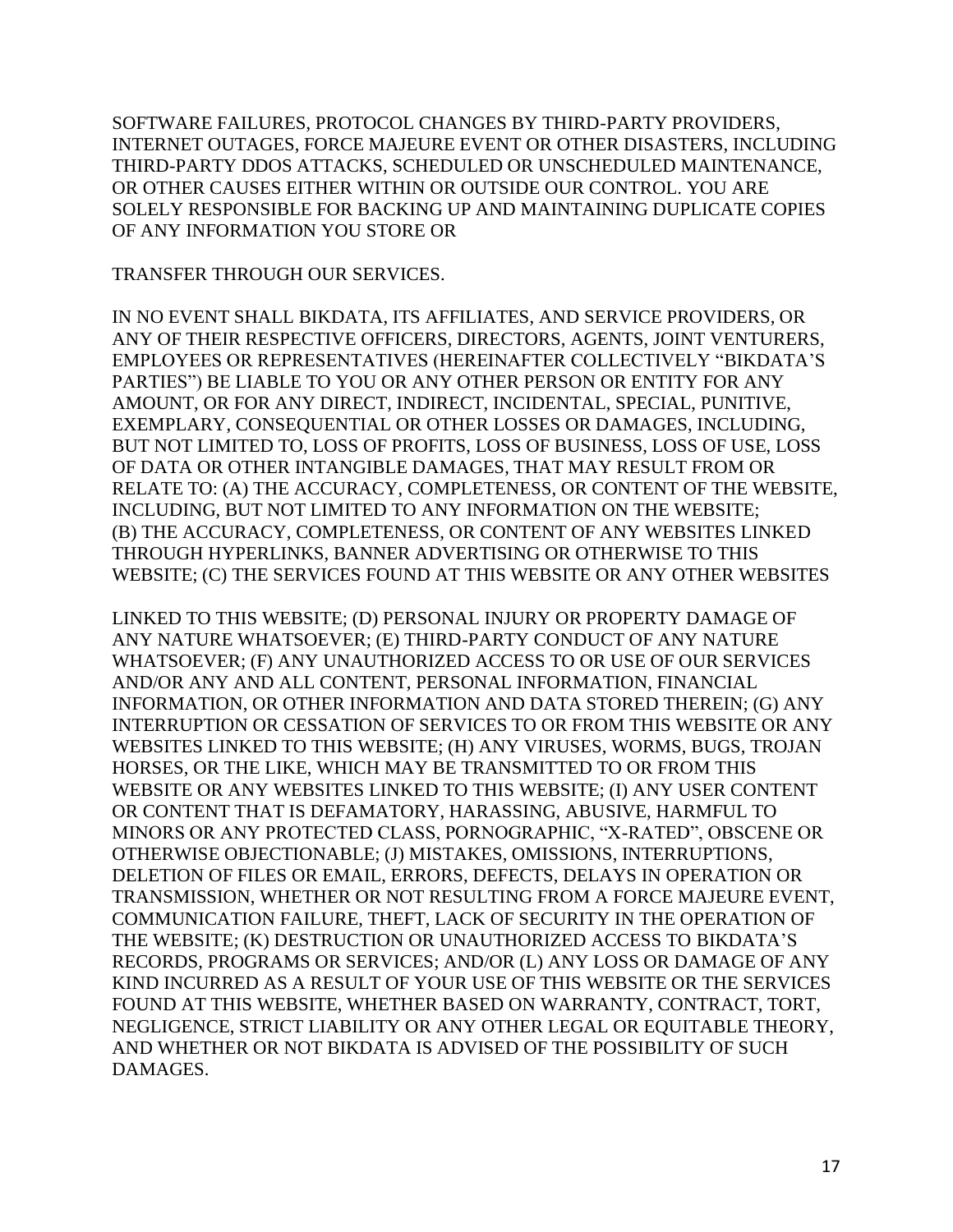SOFTWARE FAILURES, PROTOCOL CHANGES BY THIRD-PARTY PROVIDERS, INTERNET OUTAGES, FORCE MAJEURE EVENT OR OTHER DISASTERS, INCLUDING THIRD-PARTY DDOS ATTACKS, SCHEDULED OR UNSCHEDULED MAINTENANCE, OR OTHER CAUSES EITHER WITHIN OR OUTSIDE OUR CONTROL. YOU ARE SOLELY RESPONSIBLE FOR BACKING UP AND MAINTAINING DUPLICATE COPIES OF ANY INFORMATION YOU STORE OR

TRANSFER THROUGH OUR SERVICES.

IN NO EVENT SHALL BIKDATA, ITS AFFILIATES, AND SERVICE PROVIDERS, OR ANY OF THEIR RESPECTIVE OFFICERS, DIRECTORS, AGENTS, JOINT VENTURERS, EMPLOYEES OR REPRESENTATIVES (HEREINAFTER COLLECTIVELY “BIKDATA’S PARTIES”) BE LIABLE TO YOU OR ANY OTHER PERSON OR ENTITY FOR ANY AMOUNT, OR FOR ANY DIRECT, INDIRECT, INCIDENTAL, SPECIAL, PUNITIVE, EXEMPLARY, CONSEQUENTIAL OR OTHER LOSSES OR DAMAGES, INCLUDING, BUT NOT LIMITED TO, LOSS OF PROFITS, LOSS OF BUSINESS, LOSS OF USE, LOSS OF DATA OR OTHER INTANGIBLE DAMAGES, THAT MAY RESULT FROM OR RELATE TO: (A) THE ACCURACY, COMPLETENESS, OR CONTENT OF THE WEBSITE, INCLUDING, BUT NOT LIMITED TO ANY INFORMATION ON THE WEBSITE; (B) THE ACCURACY, COMPLETENESS, OR CONTENT OF ANY WEBSITES LINKED THROUGH HYPERLINKS, BANNER ADVERTISING OR OTHERWISE TO THIS WEBSITE; (C) THE SERVICES FOUND AT THIS WEBSITE OR ANY OTHER WEBSITES

LINKED TO THIS WEBSITE; (D) PERSONAL INJURY OR PROPERTY DAMAGE OF ANY NATURE WHATSOEVER; (E) THIRD-PARTY CONDUCT OF ANY NATURE WHATSOEVER; (F) ANY UNAUTHORIZED ACCESS TO OR USE OF OUR SERVICES AND/OR ANY AND ALL CONTENT, PERSONAL INFORMATION, FINANCIAL INFORMATION, OR OTHER INFORMATION AND DATA STORED THEREIN; (G) ANY INTERRUPTION OR CESSATION OF SERVICES TO OR FROM THIS WEBSITE OR ANY WEBSITES LINKED TO THIS WEBSITE; (H) ANY VIRUSES, WORMS, BUGS, TROJAN HORSES, OR THE LIKE, WHICH MAY BE TRANSMITTED TO OR FROM THIS WEBSITE OR ANY WEBSITES LINKED TO THIS WEBSITE; (I) ANY USER CONTENT OR CONTENT THAT IS DEFAMATORY, HARASSING, ABUSIVE, HARMFUL TO MINORS OR ANY PROTECTED CLASS, PORNOGRAPHIC, “X-RATED”, OBSCENE OR OTHERWISE OBJECTIONABLE; (J) MISTAKES, OMISSIONS, INTERRUPTIONS, DELETION OF FILES OR EMAIL, ERRORS, DEFECTS, DELAYS IN OPERATION OR TRANSMISSION, WHETHER OR NOT RESULTING FROM A FORCE MAJEURE EVENT, COMMUNICATION FAILURE, THEFT, LACK OF SECURITY IN THE OPERATION OF THE WEBSITE; (K) DESTRUCTION OR UNAUTHORIZED ACCESS TO BIKDATA’S RECORDS, PROGRAMS OR SERVICES; AND/OR (L) ANY LOSS OR DAMAGE OF ANY KIND INCURRED AS A RESULT OF YOUR USE OF THIS WEBSITE OR THE SERVICES FOUND AT THIS WEBSITE, WHETHER BASED ON WARRANTY, CONTRACT, TORT, NEGLIGENCE, STRICT LIABILITY OR ANY OTHER LEGAL OR EQUITABLE THEORY, AND WHETHER OR NOT BIKDATA IS ADVISED OF THE POSSIBILITY OF SUCH DAMAGES.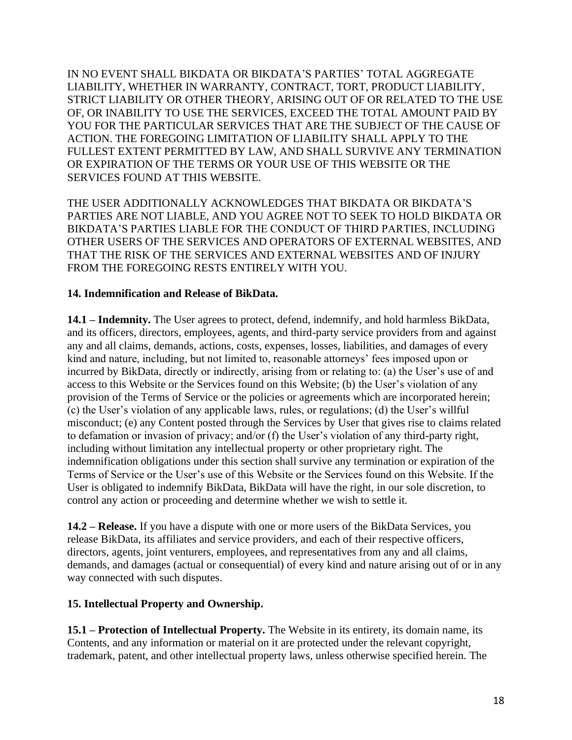IN NO EVENT SHALL BIKDATA OR BIKDATA'S PARTIES' TOTAL AGGREGATE LIABILITY, WHETHER IN WARRANTY, CONTRACT, TORT, PRODUCT LIABILITY, STRICT LIABILITY OR OTHER THEORY, ARISING OUT OF OR RELATED TO THE USE OF, OR INABILITY TO USE THE SERVICES, EXCEED THE TOTAL AMOUNT PAID BY YOU FOR THE PARTICULAR SERVICES THAT ARE THE SUBJECT OF THE CAUSE OF ACTION. THE FOREGOING LIMITATION OF LIABILITY SHALL APPLY TO THE FULLEST EXTENT PERMITTED BY LAW, AND SHALL SURVIVE ANY TERMINATION OR EXPIRATION OF THE TERMS OR YOUR USE OF THIS WEBSITE OR THE SERVICES FOUND AT THIS WEBSITE.

THE USER ADDITIONALLY ACKNOWLEDGES THAT BIKDATA OR BIKDATA'S PARTIES ARE NOT LIABLE, AND YOU AGREE NOT TO SEEK TO HOLD BIKDATA OR BIKDATA'S PARTIES LIABLE FOR THE CONDUCT OF THIRD PARTIES, INCLUDING OTHER USERS OF THE SERVICES AND OPERATORS OF EXTERNAL WEBSITES, AND THAT THE RISK OF THE SERVICES AND EXTERNAL WEBSITES AND OF INJURY FROM THE FOREGOING RESTS ENTIRELY WITH YOU.

**14. Indemnification and Release of BikData.**

**14.1 – Indemnity.** The User agrees to protect, defend, indemnify, and hold harmless BikData, and its officers, directors, employees, agents, and third-party service providers from and against any and all claims, demands, actions, costs, expenses, losses, liabilities, and damages of every kind and nature, including, but not limited to, reasonable attorneys' fees imposed upon or incurred by BikData, directly or indirectly, arising from or relating to: (a) the User's use of and access to this Website or the Services found on this Website; (b) the User's violation of any provision of the Terms of Service or the policies or agreements which are incorporated herein; (c) the User's violation of any applicable laws, rules, or regulations; (d) the User's willful misconduct; (e) any Content posted through the Services by User that gives rise to claims related to defamation or invasion of privacy; and/or (f) the User's violation of any third-party right, including without limitation any intellectual property or other proprietary right. The indemnification obligations under this section shall survive any termination or expiration of the Terms of Service or the User's use of this Website or the Services found on this Website. If the User is obligated to indemnify BikData, BikData will have the right, in our sole discretion, to control any action or proceeding and determine whether we wish to settle it.

**14.2 – Release.** If you have a dispute with one or more users of the BikData Services, you release BikData, its affiliates and service providers, and each of their respective officers, directors, agents, joint venturers, employees, and representatives from any and all claims, demands, and damages (actual or consequential) of every kind and nature arising out of or in any way connected with such disputes.

**15. Intellectual Property and Ownership.**

**15.1 – Protection of Intellectual Property.** The Website in its entirety, its domain name, its Contents, and any information or material on it are protected under the relevant copyright, trademark, patent, and other intellectual property laws, unless otherwise specified herein. The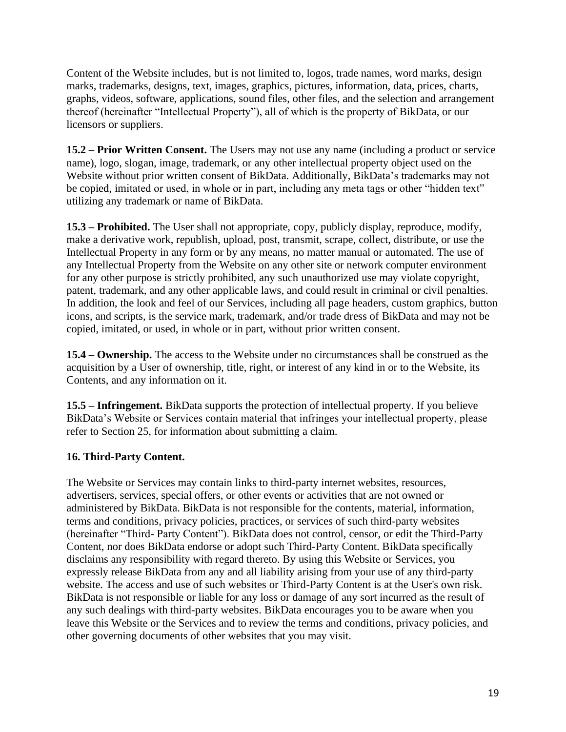Content of the Website includes, but is not limited to, logos, trade names, word marks, design marks, trademarks, designs, text, images, graphics, pictures, information, data, prices, charts, graphs, videos, software, applications, sound files, other files, and the selection and arrangement thereof (hereinafter "Intellectual Property"), all of which is the property of BikData, or our licensors or suppliers.

**15.2 – Prior Written Consent.** The Users may not use any name (including a product or service name), logo, slogan, image, trademark, or any other intellectual property object used on the Website without prior written consent of BikData. Additionally, BikData's trademarks may not be copied, imitated or used, in whole or in part, including any meta tags or other "hidden text" utilizing any trademark or name of BikData.

**15.3 – Prohibited.** The User shall not appropriate, copy, publicly display, reproduce, modify, make a derivative work, republish, upload, post, transmit, scrape, collect, distribute, or use the Intellectual Property in any form or by any means, no matter manual or automated. The use of any Intellectual Property from the Website on any other site or network computer environment for any other purpose is strictly prohibited, any such unauthorized use may violate copyright, patent, trademark, and any other applicable laws, and could result in criminal or civil penalties. In addition, the look and feel of our Services, including all page headers, custom graphics, button icons, and scripts, is the service mark, trademark, and/or trade dress of BikData and may not be copied, imitated, or used, in whole or in part, without prior written consent.

**15.4 – Ownership.** The access to the Website under no circumstances shall be construed as the acquisition by a User of ownership, title, right, or interest of any kind in or to the Website, its Contents, and any information on it.

**15.5 – Infringement.** BikData supports the protection of intellectual property. If you believe BikData's Website or Services contain material that infringes your intellectual property, please refer to Section 25, for information about submitting a claim.

**16. Third-Party Content.**

The Website or Services may contain links to third-party internet websites, resources, advertisers, services, special offers, or other events or activities that are not owned or administered by BikData. BikData is not responsible for the contents, material, information, terms and conditions, privacy policies, practices, or services of such third-party websites (hereinafter "Third- Party Content"). BikData does not control, censor, or edit the Third-Party Content, nor does BikData endorse or adopt such Third-Party Content. BikData specifically disclaims any responsibility with regard thereto. By using this Website or Services, you expressly release BikData from any and all liability arising from your use of any third-party website. The access and use of such websites or Third-Party Content is at the User's own risk. BikData is not responsible or liable for any loss or damage of any sort incurred as the result of any such dealings with third-party websites. BikData encourages you to be aware when you leave this Website or the Services and to review the terms and conditions, privacy policies, and other governing documents of other websites that you may visit.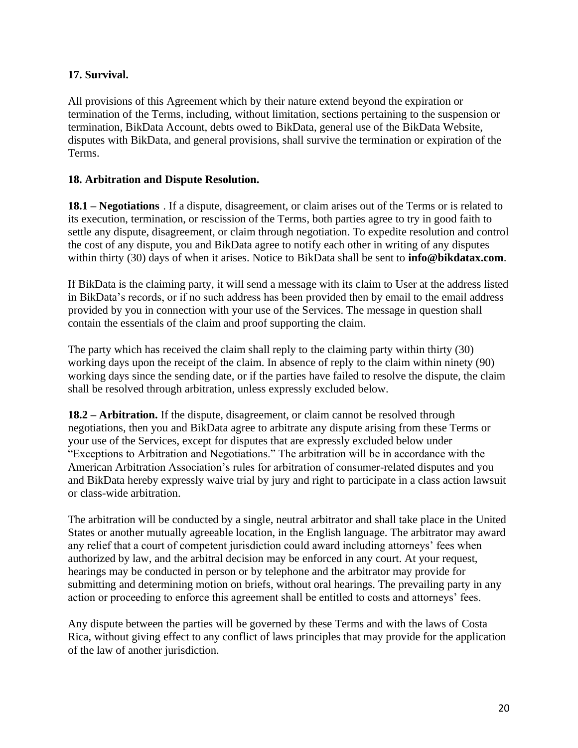**17. Survival.**

All provisions of this Agreement which by their nature extend beyond the expiration or termination of the Terms, including, without limitation, sections pertaining to the suspension or termination, BikData Account, debts owed to BikData, general use of the BikData Website, disputes with BikData, and general provisions, shall survive the termination or expiration of the Terms.

**18. Arbitration and Dispute Resolution.**

**18.1 – Negotiations** . If a dispute, disagreement, or claim arises out of the Terms or is related to its execution, termination, or rescission of the Terms, both parties agree to try in good faith to settle any dispute, disagreement, or claim through negotiation. To expedite resolution and control the cost of any dispute, you and BikData agree to notify each other in writing of any disputes within thirty (30) days of when it arises. Notice to BikData shall be sent to **info@bikdatax.com**.

If BikData is the claiming party, it will send a message with its claim to User at the address listed in BikData's records, or if no such address has been provided then by email to the email address provided by you in connection with your use of the Services. The message in question shall contain the essentials of the claim and proof supporting the claim.

The party which has received the claim shall reply to the claiming party within thirty (30) working days upon the receipt of the claim. In absence of reply to the claim within ninety (90) working days since the sending date, or if the parties have failed to resolve the dispute, the claim shall be resolved through arbitration, unless expressly excluded below.

**18.2 – Arbitration.** If the dispute, disagreement, or claim cannot be resolved through negotiations, then you and BikData agree to arbitrate any dispute arising from these Terms or your use of the Services, except for disputes that are expressly excluded below under "Exceptions to Arbitration and Negotiations." The arbitration will be in accordance with the American Arbitration Association's rules for arbitration of consumer-related disputes and you and BikData hereby expressly waive trial by jury and right to participate in a class action lawsuit or class-wide arbitration.

The arbitration will be conducted by a single, neutral arbitrator and shall take place in the United States or another mutually agreeable location, in the English language. The arbitrator may award any relief that a court of competent jurisdiction could award including attorneys' fees when authorized by law, and the arbitral decision may be enforced in any court. At your request, hearings may be conducted in person or by telephone and the arbitrator may provide for submitting and determining motion on briefs, without oral hearings. The prevailing party in any action or proceeding to enforce this agreement shall be entitled to costs and attorneys' fees.

Any dispute between the parties will be governed by these Terms and with the laws of Costa Rica, without giving effect to any conflict of laws principles that may provide for the application of the law of another jurisdiction.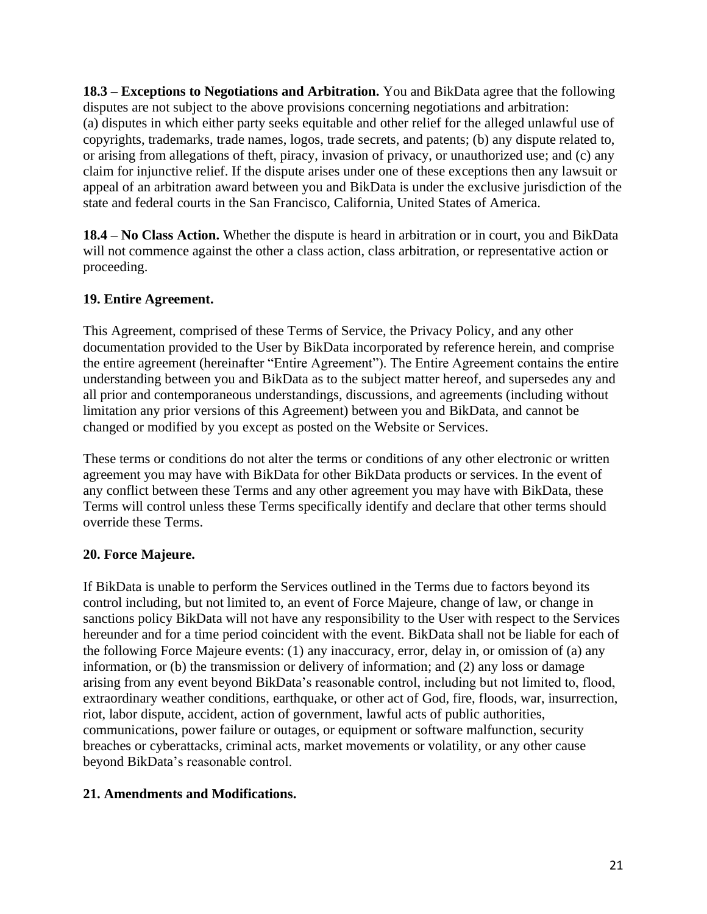**18.3 – Exceptions to Negotiations and Arbitration.** You and BikData agree that the following disputes are not subject to the above provisions concerning negotiations and arbitration: (a) disputes in which either party seeks equitable and other relief for the alleged unlawful use of copyrights, trademarks, trade names, logos, trade secrets, and patents; (b) any dispute related to, or arising from allegations of theft, piracy, invasion of privacy, or unauthorized use; and (c) any claim for injunctive relief. If the dispute arises under one of these exceptions then any lawsuit or appeal of an arbitration award between you and BikData is under the exclusive jurisdiction of the state and federal courts in the San Francisco, California, United States of America.

**18.4 – No Class Action.** Whether the dispute is heard in arbitration or in court, you and BikData will not commence against the other a class action, class arbitration, or representative action or proceeding.

## 19. Entire Agreement.

This Agreement, comprised of these Terms of Service, the Privacy Policy, and any other documentation provided to the User by BikData incorporated by reference herein, and comprise the entire agreement (hereinafter "Entire Agreement"). The Entire Agreement contains the entire understanding between you and BikData as to the subject matter hereof, and supersedes any and all prior and contemporaneous understandings, discussions, and agreements (including without limitation any prior versions of this Agreement) between you and BikData, and cannot be changed or modified by you except as posted on the Website or Services.

These terms or conditions do not alter the terms or conditions of any other electronic or written agreement you may have with BikData for other BikData products or services. In the event of any conflict between these Terms and any other agreement you may have with BikData, these Terms will control unless these Terms specifically identify and declare that other terms should override these Terms.

## 20. Force Majeure.

If BikData is unable to perform the Services outlined in the Terms due to factors beyond its control including, but not limited to, an event of Force Majeure, change of law, or change in sanctions policy BikData will not have any responsibility to the User with respect to the Services hereunder and for a time period coincident with the event. BikData shall not be liable for each of the following Force Majeure events: (1) any inaccuracy, error, delay in, or omission of (a) any information, or (b) the transmission or delivery of information; and (2) any loss or damage arising from any event beyond BikData's reasonable control, including but not limited to, flood, extraordinary weather conditions, earthquake, or other act of God, fire, floods, war, insurrection, riot, labor dispute, accident, action of government, lawful acts of public authorities, communications, power failure or outages, or equipment or software malfunction, security breaches or cyberattacks, criminal acts, market movements or volatility, or any other cause beyond BikData's reasonable control.

## 21. Amendments and Modifications.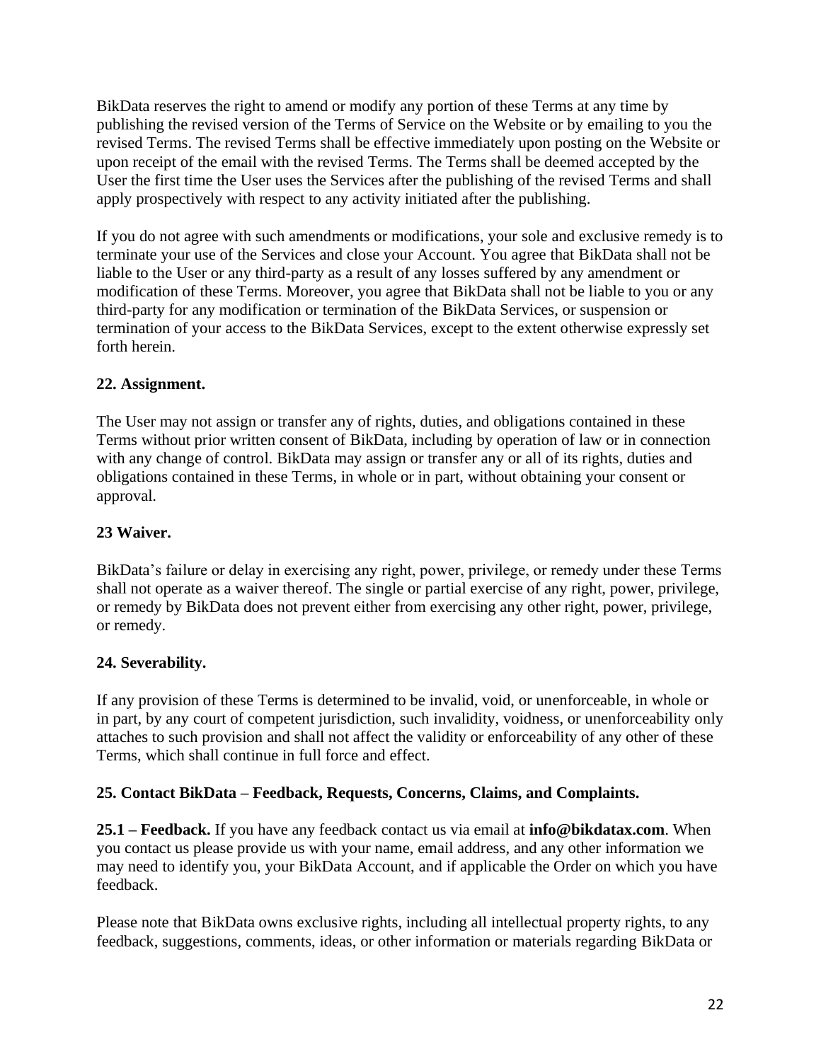BikData reserves the right to amend or modify any portion of these Terms at any time by publishing the revised version of the Terms of Service on the Website or by emailing to you the revised Terms. The revised Terms shall be effective immediately upon posting on the Website or upon receipt of the email with the revised Terms. The Terms shall be deemed accepted by the User the first time the User uses the Services after the publishing of the revised Terms and shall apply prospectively with respect to any activity initiated after the publishing.

If you do not agree with such amendments or modifications, your sole and exclusive remedy is to terminate your use of the Services and close your Account. You agree that BikData shall not be liable to the User or any third-party as a result of any losses suffered by any amendment or modification of these Terms. Moreover, you agree that BikData shall not be liable to you or any third-party for any modification or termination of the BikData Services, or suspension or termination of your access to the BikData Services, except to the extent otherwise expressly set forth herein.

## 22. Assignment.

The User may not assign or transfer any of rights, duties, and obligations contained in these Terms without prior written consent of BikData, including by operation of law or in connection with any change of control. BikData may assign or transfer any or all of its rights, duties and obligations contained in these Terms, in whole or in part, without obtaining your consent or approval.

## 23 Waiver.

BikData's failure or delay in exercising any right, power, privilege, or remedy under these Terms shall not operate as a waiver thereof. The single or partial exercise of any right, power, privilege, or remedy by BikData does not prevent either from exercising any other right, power, privilege, or remedy.

## 24. Severability.

If any provision of these Terms is determined to be invalid, void, or unenforceable, in whole or in part, by any court of competent jurisdiction, such invalidity, voidness, or unenforceability only attaches to such provision and shall not affect the validity or enforceability of any other of these Terms, which shall continue in full force and effect.

## 25. Contact BikData – Feedback, Requests, Concerns, Claims, and Complaints.

**25.1 – Feedback.** If you have any feedback contact us via email at **info@bikdatax.com**. When you contact us please provide us with your name, email address, and any other information we may need to identify you, your BikData Account, and if applicable the Order on which you have feedback.

Please note that BikData owns exclusive rights, including all intellectual property rights, to any feedback, suggestions, comments, ideas, or other information or materials regarding BikData or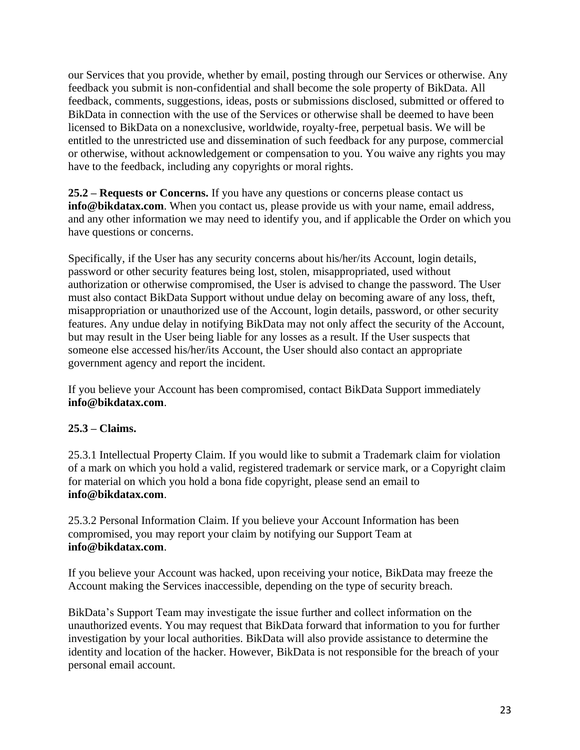our Services that you provide, whether by email, posting through our Services or otherwise. Any feedback you submit is non-confidential and shall become the sole property of BikData. All feedback, comments, suggestions, ideas, posts or submissions disclosed, submitted or offered to BikData in connection with the use of the Services or otherwise shall be deemed to have been licensed to BikData on a nonexclusive, worldwide, royalty-free, perpetual basis. We will be entitled to the unrestricted use and dissemination of such feedback for any purpose, commercial or otherwise, without acknowledgement or compensation to you. You waive any rights you may have to the feedback, including any copyrights or moral rights.

**25.2 – Requests or Concerns.** If you have any questions or concerns please contact us **info@bikdatax.com**. When you contact us, please provide us with your name, email address, and any other information we may need to identify you, and if applicable the Order on which you have questions or concerns.

Specifically, if the User has any security concerns about his/her/its Account, login details, password or other security features being lost, stolen, misappropriated, used without authorization or otherwise compromised, the User is advised to change the password. The User must also contact BikData Support without undue delay on becoming aware of any loss, theft, misappropriation or unauthorized use of the Account, login details, password, or other security features. Any undue delay in notifying BikData may not only affect the security of the Account, but may result in the User being liable for any losses as a result. If the User suspects that someone else accessed his/her/its Account, the User should also contact an appropriate government agency and report the incident.

If you believe your Account has been compromised, contact BikData Support immediately **info@bikdatax.com**.

**25.3 – Claims.**

25.3.1 Intellectual Property Claim. If you would like to submit a Trademark claim for violation of a mark on which you hold a valid, registered trademark or service mark, or a Copyright claim for material on which you hold a bona fide copyright, please send an email to **info@bikdatax.com**.

25.3.2 Personal Information Claim. If you believe your Account Information has been compromised, you may report your claim by notifying our Support Team at **info@bikdatax.com**.

If you believe your Account was hacked, upon receiving your notice, BikData may freeze the Account making the Services inaccessible, depending on the type of security breach.

BikData's Support Team may investigate the issue further and collect information on the unauthorized events. You may request that BikData forward that information to you for further investigation by your local authorities. BikData will also provide assistance to determine the identity and location of the hacker. However, BikData is not responsible for the breach of your personal email account.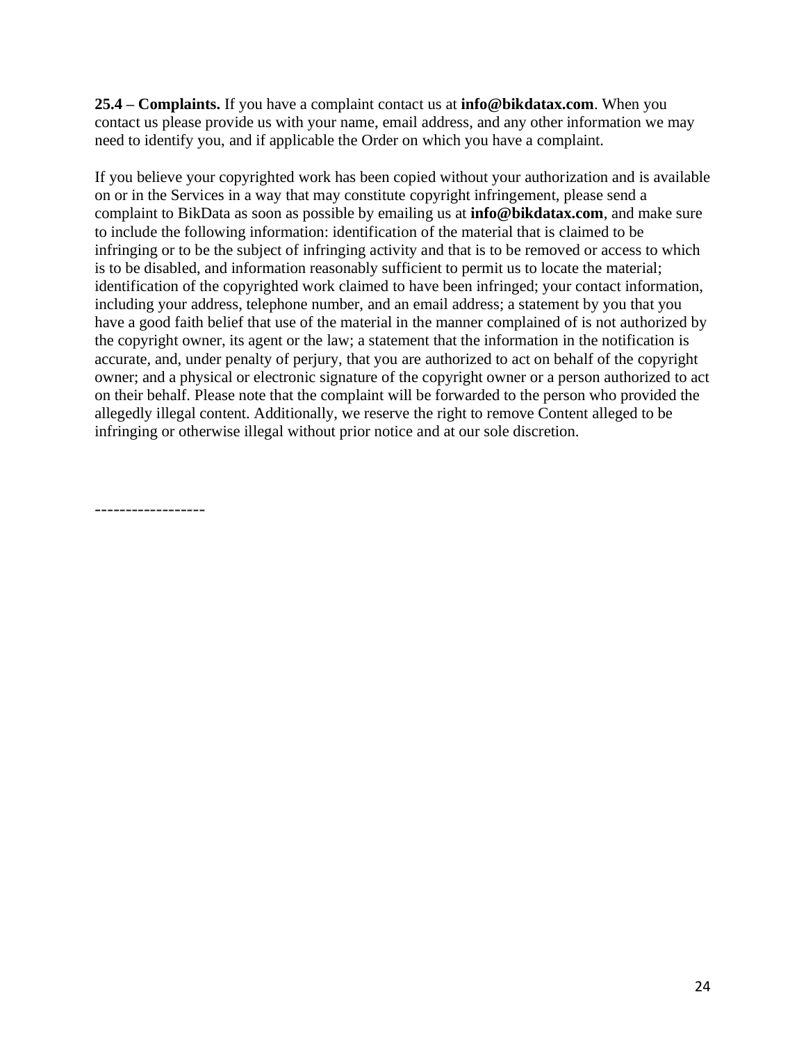**25.4 – Complaints.** If you have a complaint contact us at **info@bikdatax.com**. When you contact us please provide us with your name, email address, and any other information we may need to identify you, and if applicable the Order on which you have a complaint.

If you believe your copyrighted work has been copied without your authorization and is available on or in the Services in a way that may constitute copyright infringement, please send a complaint to BikData as soon as possible by emailing us at **info@bikdatax.com**, and make sure to include the following information: identification of the material that is claimed to be infringing or to be the subject of infringing activity and that is to be removed or access to which is to be disabled, and information reasonably sufficient to permit us to locate the material; identification of the copyrighted work claimed to have been infringed; your contact information, including your address, telephone number, and an email address; a statement by you that you have a good faith belief that use of the material in the manner complained of is not authorized by the copyright owner, its agent or the law; a statement that the information in the notification is accurate, and, under penalty of perjury, that you are authorized to act on behalf of the copyright owner; and a physical or electronic signature of the copyright owner or a person authorized to act on their behalf. Please note that the complaint will be forwarded to the person who provided the allegedly illegal content. Additionally, we reserve the right to remove Content alleged to be infringing or otherwise illegal without prior notice and at our sole discretion.

------------------